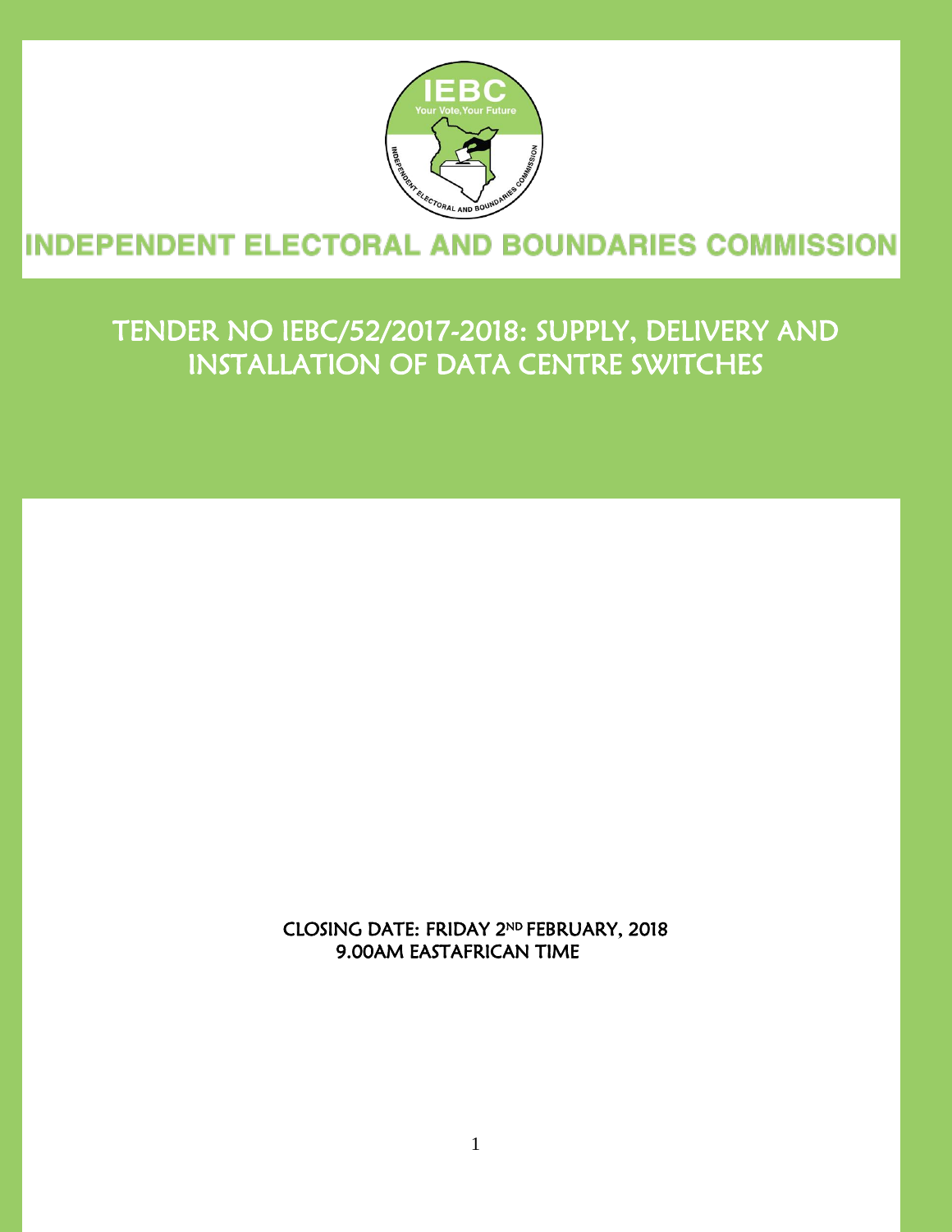# INDEPENDENT ELECTORAL AND BOUNDARIES COMMISSION

## TENDER NO IEBC/52/2017-2018: SUPPLY, DELIVERY AND INSTALLATION OF DATA CENTRE SWITCHES

CLOSING DATE: FRIDAY 2ND FEBRUARY, 2018
9.00AM EASTAFRICAN TIME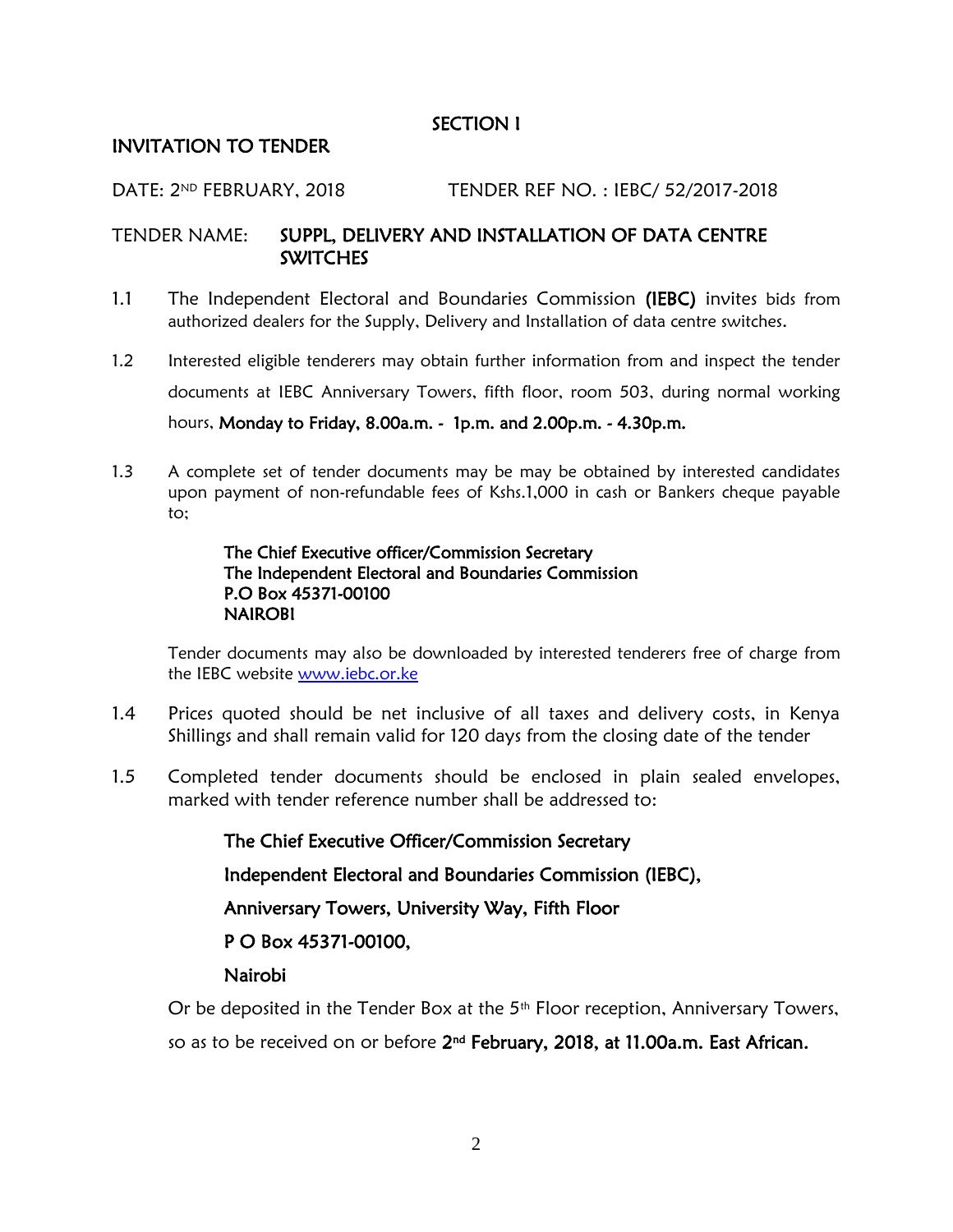## SECTION I

## INVITATION TO TENDER

DATE: 2ND FEBRUARY, 2018 TENDER REF NO. : IEBC/ 52/2017-2018

TENDER NAME: **SUPPL, DELIVERY AND INSTALLATION OF DATA CENTRE SWITCHES**

1.1 The Independent Electoral and Boundaries Commission **(IEBC)** invites bids from authorized dealers for the Supply, Delivery and Installation of data centre switches.

1.2 Interested eligible tenderers may obtain further information from and inspect the tender documents at IEBC Anniversary Towers, fifth floor, room 503, during normal working hours, **Monday to Friday, 8.00a.m. - 1p.m. and 2.00p.m. - 4.30p.m.**

1.3 A complete set of tender documents may be may be obtained by interested candidates upon payment of non-refundable fees of Kshs.1,000 in cash or Bankers cheque payable to;

**The Chief Executive officer/Commission Secretary**
**The Independent Electoral and Boundaries Commission**
**P.O Box 45371-00100**
**NAIROBI**

Tender documents may also be downloaded by interested tenderers free of charge from the IEBC website www.iebc.or.ke

1.4 Prices quoted should be net inclusive of all taxes and delivery costs, in Kenya Shillings and shall remain valid for 120 days from the closing date of the tender

1.5 Completed tender documents should be enclosed in plain sealed envelopes, marked with tender reference number shall be addressed to:

**The Chief Executive Officer/Commission Secretary**

**Independent Electoral and Boundaries Commission (IEBC),**

**Anniversary Towers, University Way, Fifth Floor**

**P O Box 45371-00100,**

**Nairobi**

Or be deposited in the Tender Box at the 5th Floor reception, Anniversary Towers, so as to be received on or before **2nd February, 2018, at 11.00a.m. East African.**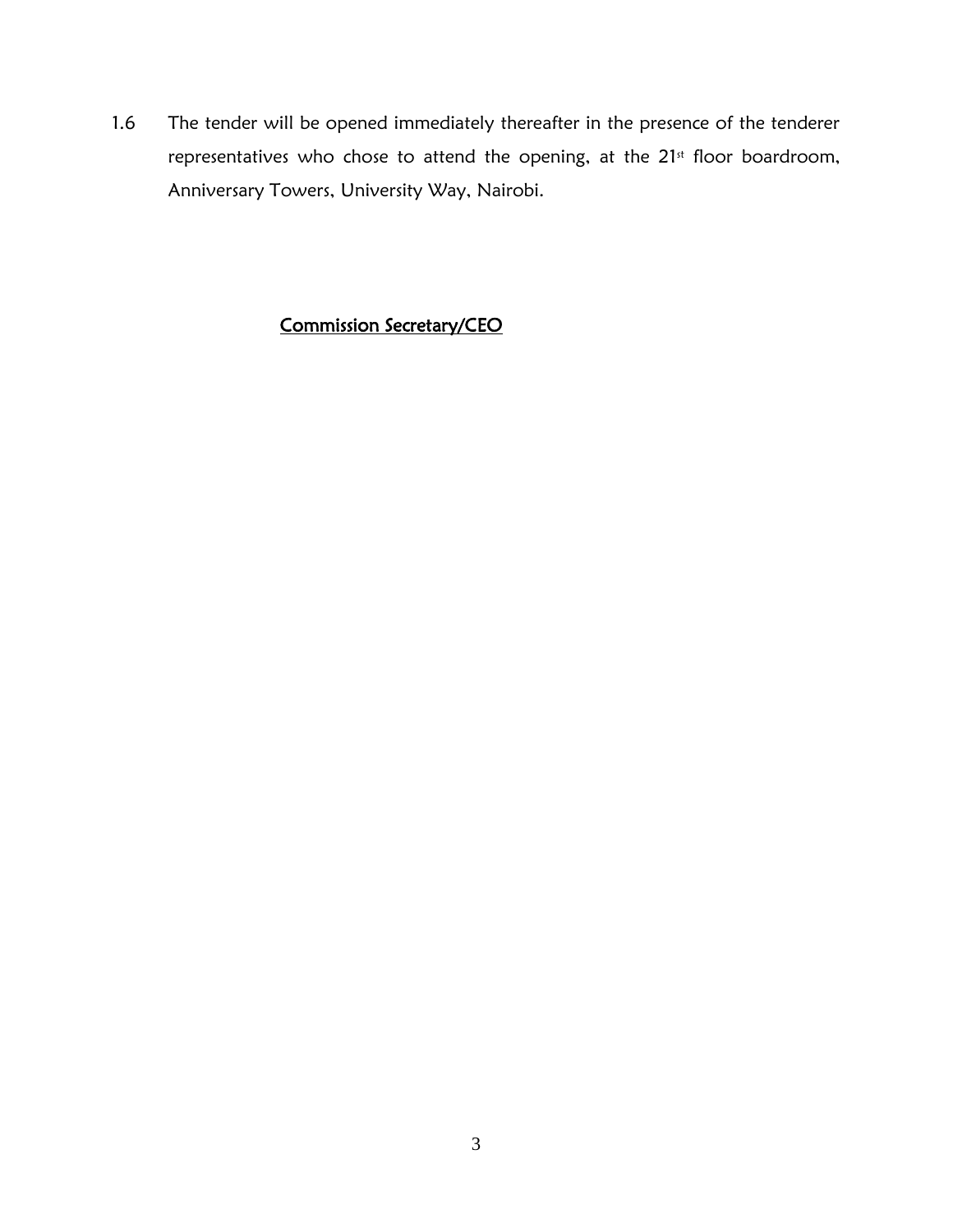1.6 The tender will be opened immediately thereafter in the presence of the tenderer representatives who chose to attend the opening, at the 21st floor boardroom, Anniversary Towers, University Way, Nairobi.

<u>**Commission Secretary/CEO**</u>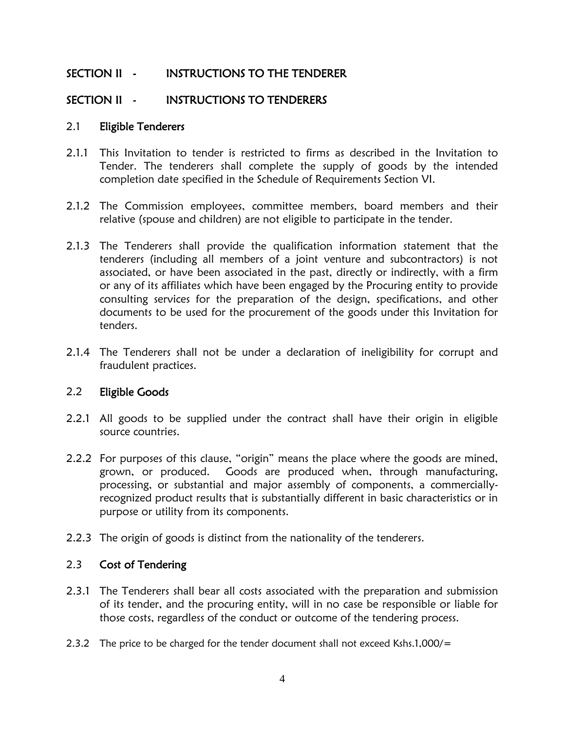## SECTION II - INSTRUCTIONS TO THE TENDERER

## SECTION II - INSTRUCTIONS TO TENDERERS

### 2.1 Eligible Tenderers

2.1.1 This Invitation to tender is restricted to firms as described in the Invitation to Tender. The tenderers shall complete the supply of goods by the intended completion date specified in the Schedule of Requirements Section VI.

2.1.2 The Commission employees, committee members, board members and their relative (spouse and children) are not eligible to participate in the tender.

2.1.3 The Tenderers shall provide the qualification information statement that the tenderers (including all members of a joint venture and subcontractors) is not associated, or have been associated in the past, directly or indirectly, with a firm or any of its affiliates which have been engaged by the Procuring entity to provide consulting services for the preparation of the design, specifications, and other documents to be used for the procurement of the goods under this Invitation for tenders.

2.1.4 The Tenderers shall not be under a declaration of ineligibility for corrupt and fraudulent practices.

### 2.2 Eligible Goods

2.2.1 All goods to be supplied under the contract shall have their origin in eligible source countries.

2.2.2 For purposes of this clause, "origin" means the place where the goods are mined, grown, or produced. Goods are produced when, through manufacturing, processing, or substantial and major assembly of components, a commercially-recognized product results that is substantially different in basic characteristics or in purpose or utility from its components.

2.2.3 The origin of goods is distinct from the nationality of the tenderers.

### 2.3 Cost of Tendering

2.3.1 The Tenderers shall bear all costs associated with the preparation and submission of its tender, and the procuring entity, will in no case be responsible or liable for those costs, regardless of the conduct or outcome of the tendering process.

2.3.2 The price to be charged for the tender document shall not exceed Kshs.1,000/=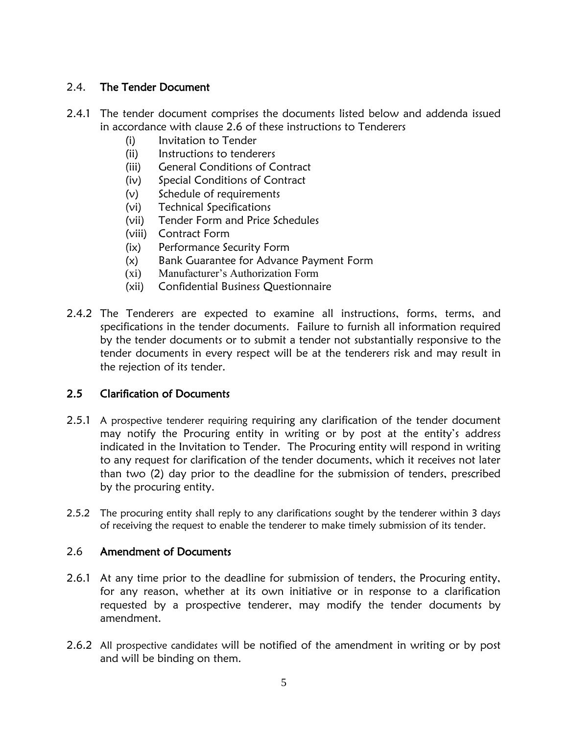## 2.4. The Tender Document

2.4.1 The tender document comprises the documents listed below and addenda issued in accordance with clause 2.6 of these instructions to Tenderers

- (i) Invitation to Tender
- (ii) Instructions to tenderers
- (iii) General Conditions of Contract
- (iv) Special Conditions of Contract
- (v) Schedule of requirements
- (vi) Technical Specifications
- (vii) Tender Form and Price Schedules
- (viii) Contract Form
- (ix) Performance Security Form
- (x) Bank Guarantee for Advance Payment Form
- (xi) Manufacturer's Authorization Form
- (xii) Confidential Business Questionnaire

2.4.2 The Tenderers are expected to examine all instructions, forms, terms, and specifications in the tender documents. Failure to furnish all information required by the tender documents or to submit a tender not substantially responsive to the tender documents in every respect will be at the tenderers risk and may result in the rejection of its tender.

## 2.5 Clarification of Documents

2.5.1 A prospective tenderer requiring requiring any clarification of the tender document may notify the Procuring entity in writing or by post at the entity's address indicated in the Invitation to Tender. The Procuring entity will respond in writing to any request for clarification of the tender documents, which it receives not later than two (2) day prior to the deadline for the submission of tenders, prescribed by the procuring entity.

2.5.2 The procuring entity shall reply to any clarifications sought by the tenderer within 3 days of receiving the request to enable the tenderer to make timely submission of its tender.

## 2.6 Amendment of Documents

2.6.1 At any time prior to the deadline for submission of tenders, the Procuring entity, for any reason, whether at its own initiative or in response to a clarification requested by a prospective tenderer, may modify the tender documents by amendment.

2.6.2 All prospective candidates will be notified of the amendment in writing or by post and will be binding on them.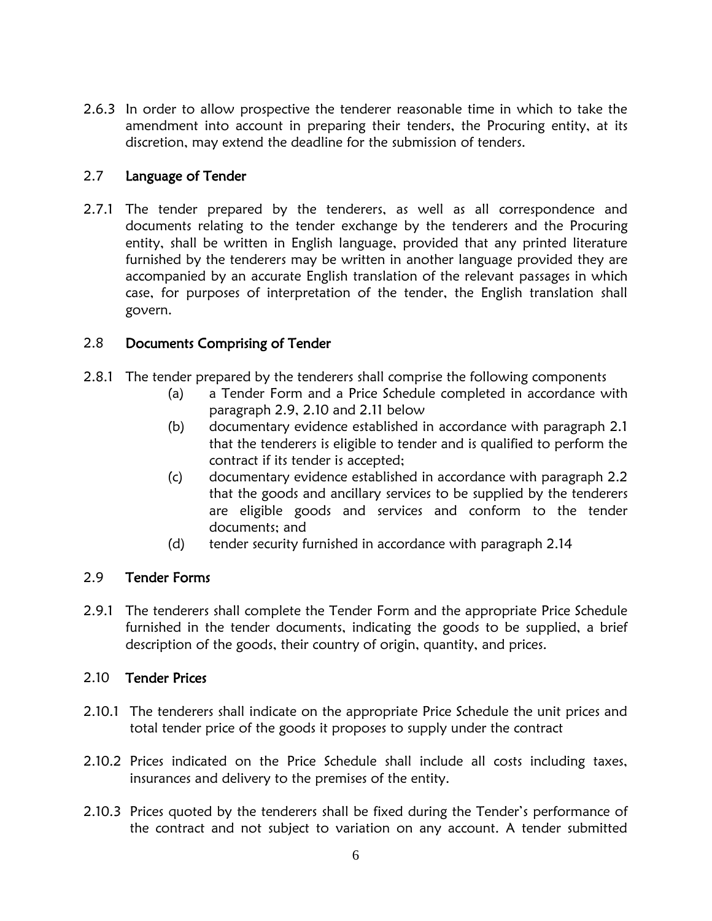2.6.3 In order to allow prospective the tenderer reasonable time in which to take the amendment into account in preparing their tenders, the Procuring entity, at its discretion, may extend the deadline for the submission of tenders.

## 2.7 Language of Tender

2.7.1 The tender prepared by the tenderers, as well as all correspondence and documents relating to the tender exchange by the tenderers and the Procuring entity, shall be written in English language, provided that any printed literature furnished by the tenderers may be written in another language provided they are accompanied by an accurate English translation of the relevant passages in which case, for purposes of interpretation of the tender, the English translation shall govern.

## 2.8 Documents Comprising of Tender

2.8.1 The tender prepared by the tenderers shall comprise the following components

- (a) a Tender Form and a Price Schedule completed in accordance with paragraph 2.9, 2.10 and 2.11 below
- (b) documentary evidence established in accordance with paragraph 2.1 that the tenderers is eligible to tender and is qualified to perform the contract if its tender is accepted;
- (c) documentary evidence established in accordance with paragraph 2.2 that the goods and ancillary services to be supplied by the tenderers are eligible goods and services and conform to the tender documents; and
- (d) tender security furnished in accordance with paragraph 2.14

## 2.9 Tender Forms

2.9.1 The tenderers shall complete the Tender Form and the appropriate Price Schedule furnished in the tender documents, indicating the goods to be supplied, a brief description of the goods, their country of origin, quantity, and prices.

## 2.10 Tender Prices

2.10.1 The tenderers shall indicate on the appropriate Price Schedule the unit prices and total tender price of the goods it proposes to supply under the contract

2.10.2 Prices indicated on the Price Schedule shall include all costs including taxes, insurances and delivery to the premises of the entity.

2.10.3 Prices quoted by the tenderers shall be fixed during the Tender's performance of the contract and not subject to variation on any account. A tender submitted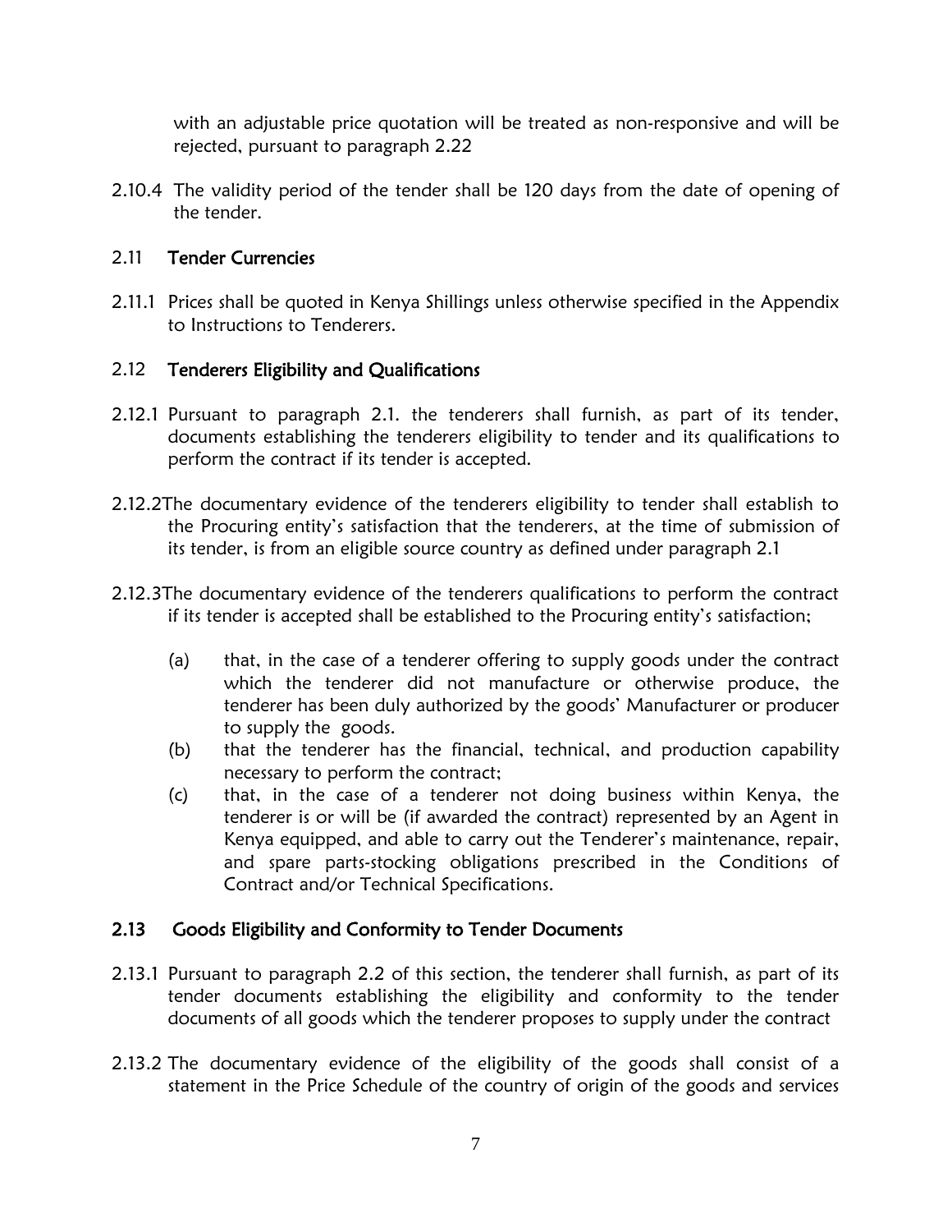with an adjustable price quotation will be treated as non-responsive and will be rejected, pursuant to paragraph 2.22

2.10.4 The validity period of the tender shall be 120 days from the date of opening of the tender.

## 2.11 Tender Currencies

2.11.1 Prices shall be quoted in Kenya Shillings unless otherwise specified in the Appendix to Instructions to Tenderers.

## 2.12 Tenderers Eligibility and Qualifications

2.12.1 Pursuant to paragraph 2.1. the tenderers shall furnish, as part of its tender, documents establishing the tenderers eligibility to tender and its qualifications to perform the contract if its tender is accepted.

2.12.2The documentary evidence of the tenderers eligibility to tender shall establish to the Procuring entity's satisfaction that the tenderers, at the time of submission of its tender, is from an eligible source country as defined under paragraph 2.1

2.12.3The documentary evidence of the tenderers qualifications to perform the contract if its tender is accepted shall be established to the Procuring entity's satisfaction;

(a) that, in the case of a tenderer offering to supply goods under the contract which the tenderer did not manufacture or otherwise produce, the tenderer has been duly authorized by the goods' Manufacturer or producer to supply the goods.

(b) that the tenderer has the financial, technical, and production capability necessary to perform the contract;

(c) that, in the case of a tenderer not doing business within Kenya, the tenderer is or will be (if awarded the contract) represented by an Agent in Kenya equipped, and able to carry out the Tenderer's maintenance, repair, and spare parts-stocking obligations prescribed in the Conditions of Contract and/or Technical Specifications.

## 2.13 Goods Eligibility and Conformity to Tender Documents

2.13.1 Pursuant to paragraph 2.2 of this section, the tenderer shall furnish, as part of its tender documents establishing the eligibility and conformity to the tender documents of all goods which the tenderer proposes to supply under the contract

2.13.2 The documentary evidence of the eligibility of the goods shall consist of a statement in the Price Schedule of the country of origin of the goods and services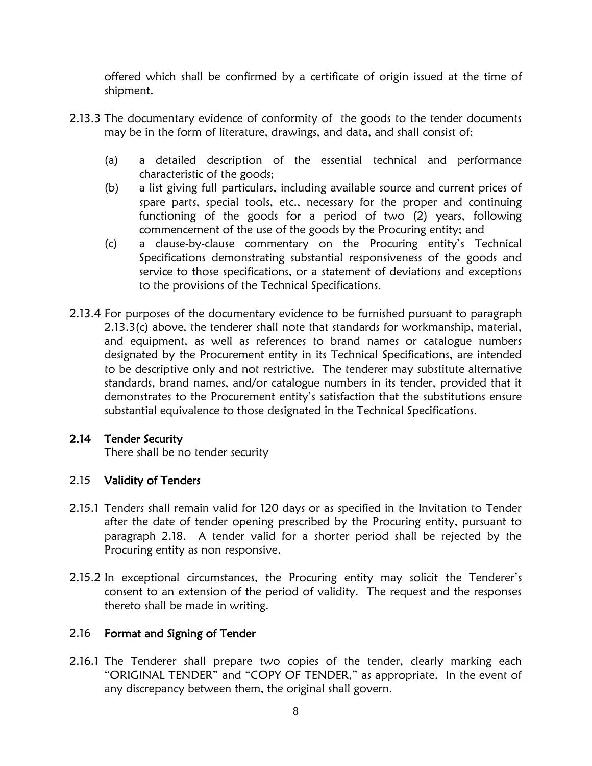offered which shall be confirmed by a certificate of origin issued at the time of shipment.

2.13.3 The documentary evidence of conformity of the goods to the tender documents may be in the form of literature, drawings, and data, and shall consist of:

(a) a detailed description of the essential technical and performance characteristic of the goods;

(b) a list giving full particulars, including available source and current prices of spare parts, special tools, etc., necessary for the proper and continuing functioning of the goods for a period of two (2) years, following commencement of the use of the goods by the Procuring entity; and

(c) a clause-by-clause commentary on the Procuring entity's Technical Specifications demonstrating substantial responsiveness of the goods and service to those specifications, or a statement of deviations and exceptions to the provisions of the Technical Specifications.

2.13.4 For purposes of the documentary evidence to be furnished pursuant to paragraph 2.13.3(c) above, the tenderer shall note that standards for workmanship, material, and equipment, as well as references to brand names or catalogue numbers designated by the Procurement entity in its Technical Specifications, are intended to be descriptive only and not restrictive. The tenderer may substitute alternative standards, brand names, and/or catalogue numbers in its tender, provided that it demonstrates to the Procurement entity's satisfaction that the substitutions ensure substantial equivalence to those designated in the Technical Specifications.

## 2.14 Tender Security

There shall be no tender security

## 2.15 Validity of Tenders

2.15.1 Tenders shall remain valid for 120 days or as specified in the Invitation to Tender after the date of tender opening prescribed by the Procuring entity, pursuant to paragraph 2.18. A tender valid for a shorter period shall be rejected by the Procuring entity as non responsive.

2.15.2 In exceptional circumstances, the Procuring entity may solicit the Tenderer's consent to an extension of the period of validity. The request and the responses thereto shall be made in writing.

## 2.16 Format and Signing of Tender

2.16.1 The Tenderer shall prepare two copies of the tender, clearly marking each "ORIGINAL TENDER" and "COPY OF TENDER," as appropriate. In the event of any discrepancy between them, the original shall govern.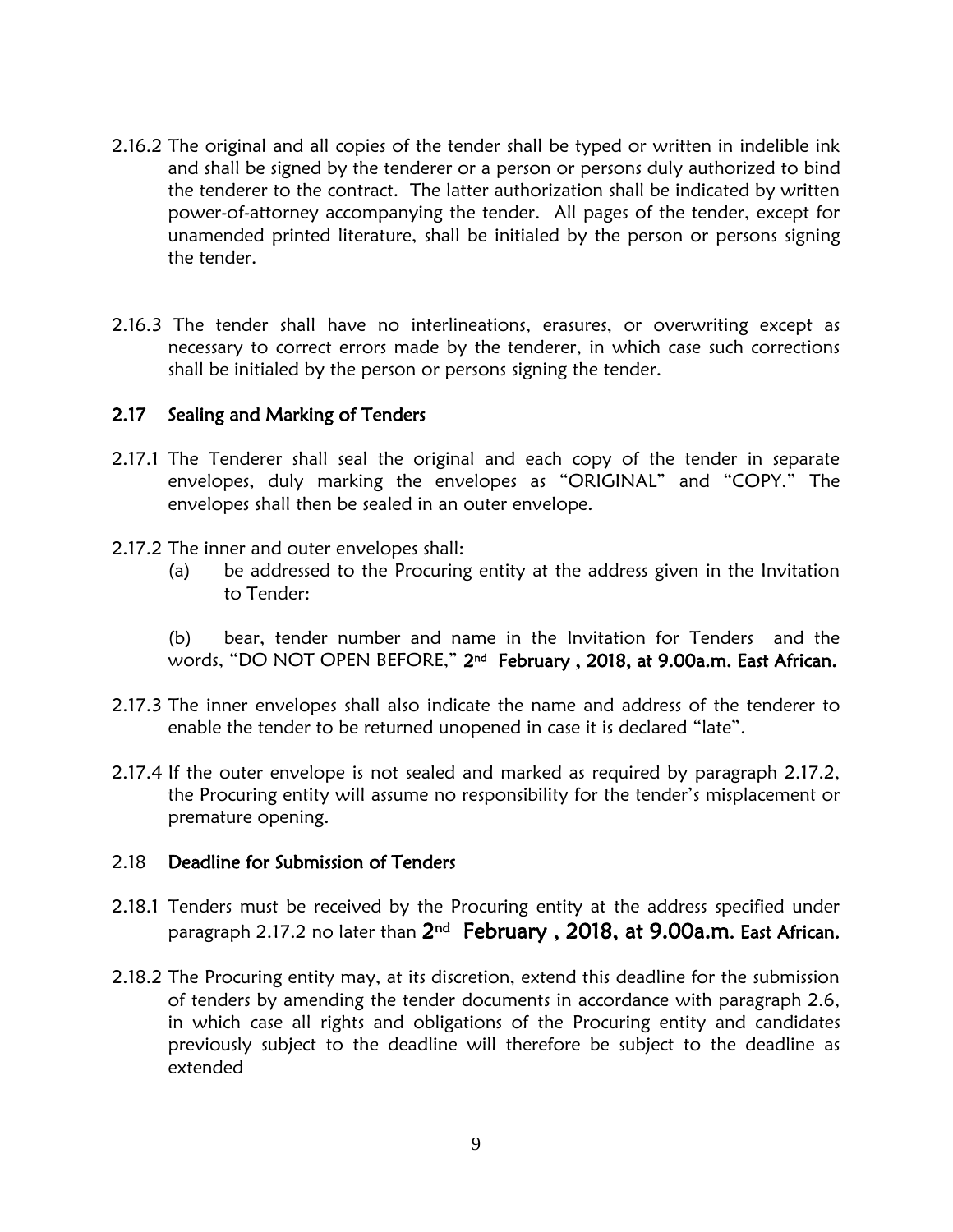2.16.2 The original and all copies of the tender shall be typed or written in indelible ink and shall be signed by the tenderer or a person or persons duly authorized to bind the tenderer to the contract. The latter authorization shall be indicated by written power-of-attorney accompanying the tender. All pages of the tender, except for unamended printed literature, shall be initialed by the person or persons signing the tender.

2.16.3 The tender shall have no interlineations, erasures, or overwriting except as necessary to correct errors made by the tenderer, in which case such corrections shall be initialed by the person or persons signing the tender.

## 2.17 Sealing and Marking of Tenders

2.17.1 The Tenderer shall seal the original and each copy of the tender in separate envelopes, duly marking the envelopes as "ORIGINAL" and "COPY." The envelopes shall then be sealed in an outer envelope.

2.17.2 The inner and outer envelopes shall:

(a) be addressed to the Procuring entity at the address given in the Invitation to Tender:

(b) bear, tender number and name in the Invitation for Tenders and the words, "DO NOT OPEN BEFORE," **2nd February , 2018, at 9.00a.m. East African.**

2.17.3 The inner envelopes shall also indicate the name and address of the tenderer to enable the tender to be returned unopened in case it is declared "late".

2.17.4 If the outer envelope is not sealed and marked as required by paragraph 2.17.2, the Procuring entity will assume no responsibility for the tender's misplacement or premature opening.

## 2.18 Deadline for Submission of Tenders

2.18.1 Tenders must be received by the Procuring entity at the address specified under paragraph 2.17.2 no later than **2nd February , 2018, at 9.00a.m. East African.**

2.18.2 The Procuring entity may, at its discretion, extend this deadline for the submission of tenders by amending the tender documents in accordance with paragraph 2.6, in which case all rights and obligations of the Procuring entity and candidates previously subject to the deadline will therefore be subject to the deadline as extended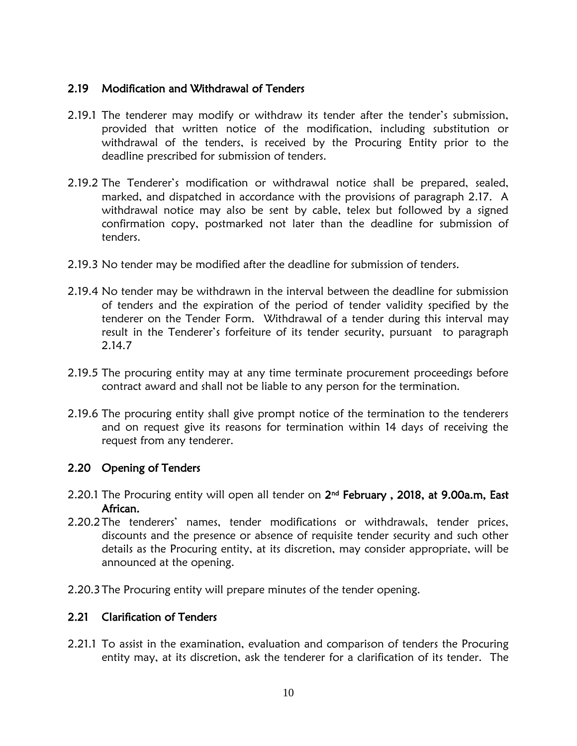### 2.19 Modification and Withdrawal of Tenders

2.19.1 The tenderer may modify or withdraw its tender after the tender's submission, provided that written notice of the modification, including substitution or withdrawal of the tenders, is received by the Procuring Entity prior to the deadline prescribed for submission of tenders.

2.19.2 The Tenderer's modification or withdrawal notice shall be prepared, sealed, marked, and dispatched in accordance with the provisions of paragraph 2.17. A withdrawal notice may also be sent by cable, telex but followed by a signed confirmation copy, postmarked not later than the deadline for submission of tenders.

2.19.3 No tender may be modified after the deadline for submission of tenders.

2.19.4 No tender may be withdrawn in the interval between the deadline for submission of tenders and the expiration of the period of tender validity specified by the tenderer on the Tender Form. Withdrawal of a tender during this interval may result in the Tenderer's forfeiture of its tender security, pursuant to paragraph 2.14.7

2.19.5 The procuring entity may at any time terminate procurement proceedings before contract award and shall not be liable to any person for the termination.

2.19.6 The procuring entity shall give prompt notice of the termination to the tenderers and on request give its reasons for termination within 14 days of receiving the request from any tenderer.

### 2.20 Opening of Tenders

2.20.1 The Procuring entity will open all tender on **2nd February , 2018, at 9.00a.m, East African.**

2.20.2 The tenderers' names, tender modifications or withdrawals, tender prices, discounts and the presence or absence of requisite tender security and such other details as the Procuring entity, at its discretion, may consider appropriate, will be announced at the opening.

2.20.3 The Procuring entity will prepare minutes of the tender opening.

### 2.21 Clarification of Tenders

2.21.1 To assist in the examination, evaluation and comparison of tenders the Procuring entity may, at its discretion, ask the tenderer for a clarification of its tender. The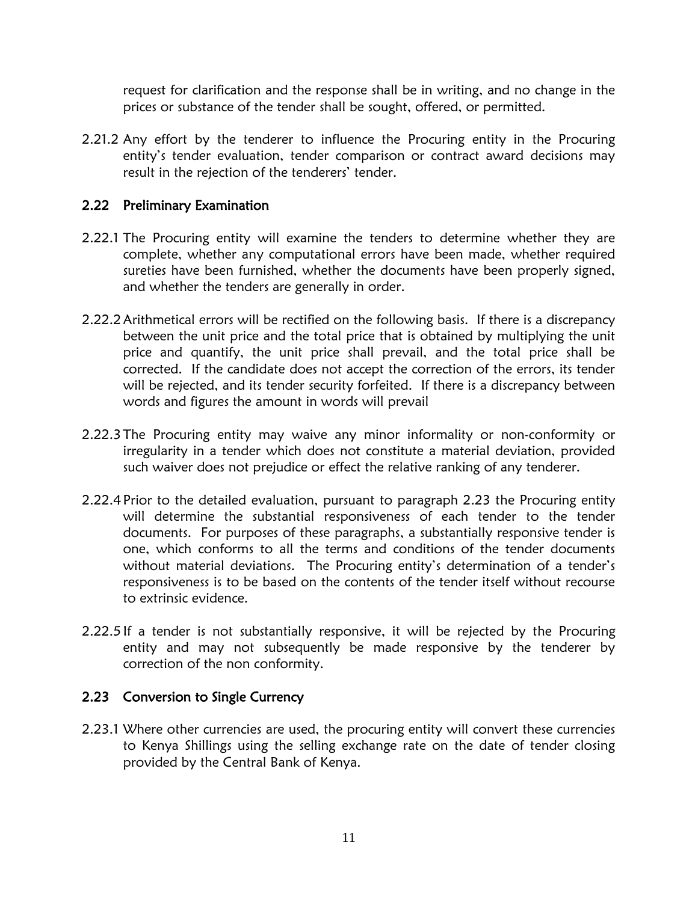request for clarification and the response shall be in writing, and no change in the prices or substance of the tender shall be sought, offered, or permitted.

2.21.2 Any effort by the tenderer to influence the Procuring entity in the Procuring entity's tender evaluation, tender comparison or contract award decisions may result in the rejection of the tenderers' tender.

### 2.22 Preliminary Examination

2.22.1 The Procuring entity will examine the tenders to determine whether they are complete, whether any computational errors have been made, whether required sureties have been furnished, whether the documents have been properly signed, and whether the tenders are generally in order.

2.22.2 Arithmetical errors will be rectified on the following basis. If there is a discrepancy between the unit price and the total price that is obtained by multiplying the unit price and quantify, the unit price shall prevail, and the total price shall be corrected. If the candidate does not accept the correction of the errors, its tender will be rejected, and its tender security forfeited. If there is a discrepancy between words and figures the amount in words will prevail

2.22.3 The Procuring entity may waive any minor informality or non-conformity or irregularity in a tender which does not constitute a material deviation, provided such waiver does not prejudice or effect the relative ranking of any tenderer.

2.22.4 Prior to the detailed evaluation, pursuant to paragraph 2.23 the Procuring entity will determine the substantial responsiveness of each tender to the tender documents. For purposes of these paragraphs, a substantially responsive tender is one, which conforms to all the terms and conditions of the tender documents without material deviations. The Procuring entity's determination of a tender's responsiveness is to be based on the contents of the tender itself without recourse to extrinsic evidence.

2.22.5 If a tender is not substantially responsive, it will be rejected by the Procuring entity and may not subsequently be made responsive by the tenderer by correction of the non conformity.

### 2.23 Conversion to Single Currency

2.23.1 Where other currencies are used, the procuring entity will convert these currencies to Kenya Shillings using the selling exchange rate on the date of tender closing provided by the Central Bank of Kenya.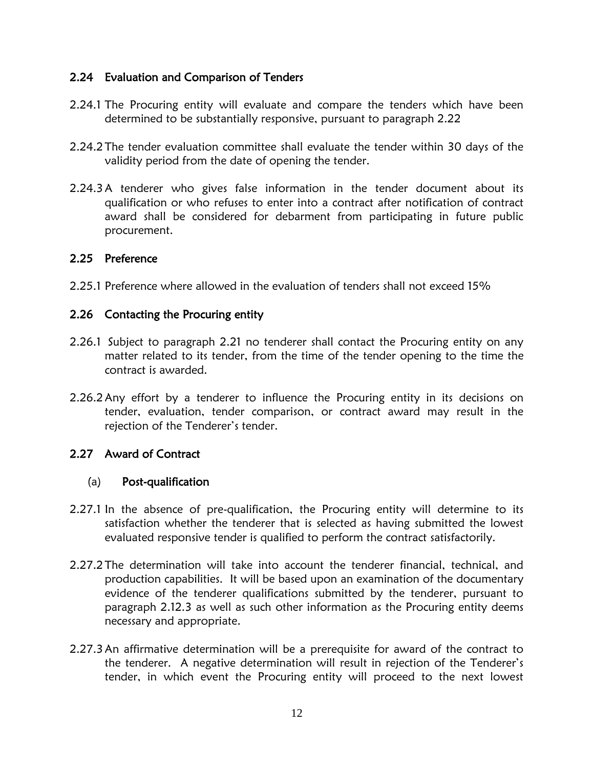### 2.24 Evaluation and Comparison of Tenders

2.24.1 The Procuring entity will evaluate and compare the tenders which have been determined to be substantially responsive, pursuant to paragraph 2.22

2.24.2 The tender evaluation committee shall evaluate the tender within 30 days of the validity period from the date of opening the tender.

2.24.3 A tenderer who gives false information in the tender document about its qualification or who refuses to enter into a contract after notification of contract award shall be considered for debarment from participating in future public procurement.

### 2.25 Preference

2.25.1 Preference where allowed in the evaluation of tenders shall not exceed 15%

### 2.26 Contacting the Procuring entity

2.26.1 Subject to paragraph 2.21 no tenderer shall contact the Procuring entity on any matter related to its tender, from the time of the tender opening to the time the contract is awarded.

2.26.2 Any effort by a tenderer to influence the Procuring entity in its decisions on tender, evaluation, tender comparison, or contract award may result in the rejection of the Tenderer's tender.

### 2.27 Award of Contract

#### (a) Post-qualification

2.27.1 In the absence of pre-qualification, the Procuring entity will determine to its satisfaction whether the tenderer that is selected as having submitted the lowest evaluated responsive tender is qualified to perform the contract satisfactorily.

2.27.2 The determination will take into account the tenderer financial, technical, and production capabilities. It will be based upon an examination of the documentary evidence of the tenderer qualifications submitted by the tenderer, pursuant to paragraph 2.12.3 as well as such other information as the Procuring entity deems necessary and appropriate.

2.27.3 An affirmative determination will be a prerequisite for award of the contract to the tenderer. A negative determination will result in rejection of the Tenderer's tender, in which event the Procuring entity will proceed to the next lowest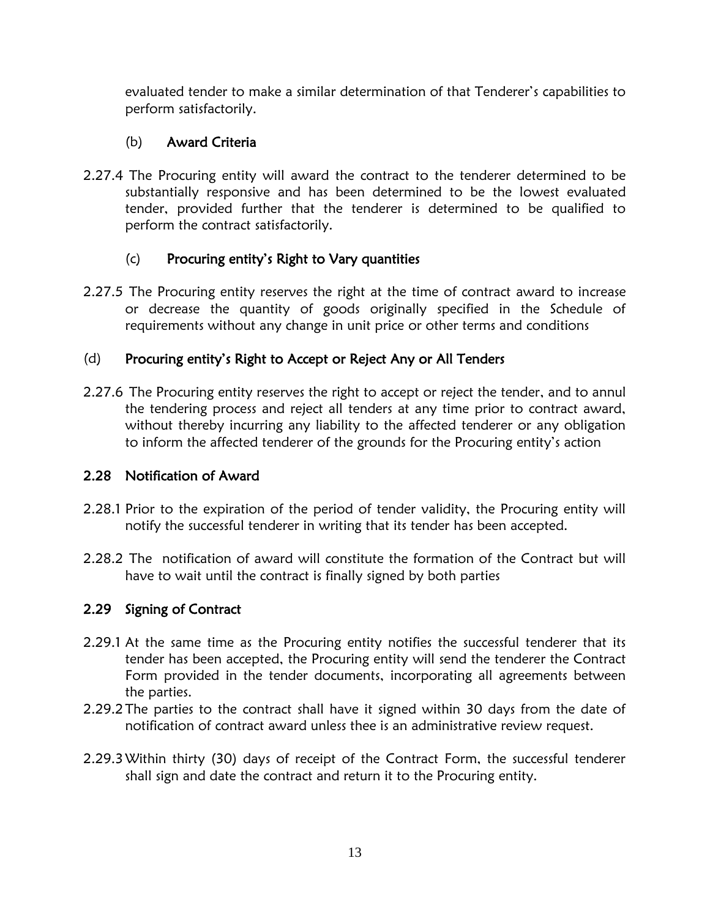evaluated tender to make a similar determination of that Tenderer's capabilities to perform satisfactorily.

(b) **Award Criteria**

2.27.4 The Procuring entity will award the contract to the tenderer determined to be substantially responsive and has been determined to be the lowest evaluated tender, provided further that the tenderer is determined to be qualified to perform the contract satisfactorily.

(c) **Procuring entity's Right to Vary quantities**

2.27.5 The Procuring entity reserves the right at the time of contract award to increase or decrease the quantity of goods originally specified in the Schedule of requirements without any change in unit price or other terms and conditions

(d) **Procuring entity's Right to Accept or Reject Any or All Tenders**

2.27.6 The Procuring entity reserves the right to accept or reject the tender, and to annul the tendering process and reject all tenders at any time prior to contract award, without thereby incurring any liability to the affected tenderer or any obligation to inform the affected tenderer of the grounds for the Procuring entity's action

## 2.28 Notification of Award

2.28.1 Prior to the expiration of the period of tender validity, the Procuring entity will notify the successful tenderer in writing that its tender has been accepted.

2.28.2 The notification of award will constitute the formation of the Contract but will have to wait until the contract is finally signed by both parties

## 2.29 Signing of Contract

2.29.1 At the same time as the Procuring entity notifies the successful tenderer that its tender has been accepted, the Procuring entity will send the tenderer the Contract Form provided in the tender documents, incorporating all agreements between the parties.

2.29.2 The parties to the contract shall have it signed within 30 days from the date of notification of contract award unless thee is an administrative review request.

2.29.3 Within thirty (30) days of receipt of the Contract Form, the successful tenderer shall sign and date the contract and return it to the Procuring entity.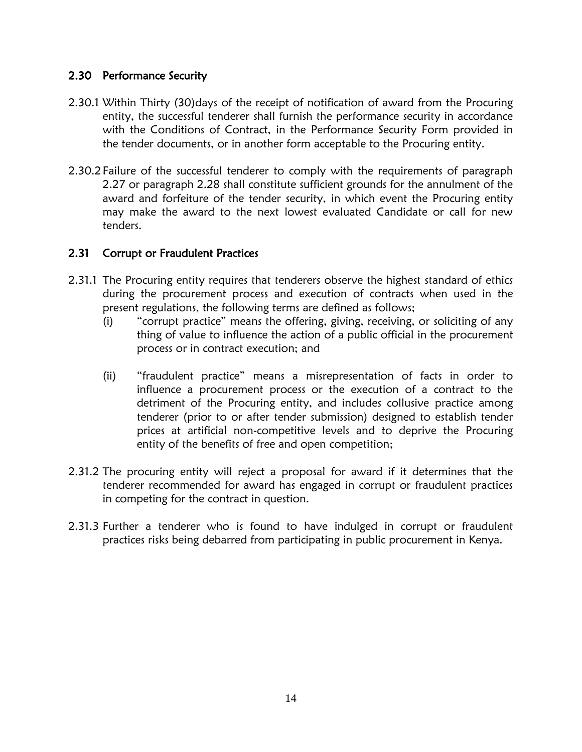## 2.30 Performance Security

2.30.1 Within Thirty (30)days of the receipt of notification of award from the Procuring entity, the successful tenderer shall furnish the performance security in accordance with the Conditions of Contract, in the Performance Security Form provided in the tender documents, or in another form acceptable to the Procuring entity.

2.30.2 Failure of the successful tenderer to comply with the requirements of paragraph 2.27 or paragraph 2.28 shall constitute sufficient grounds for the annulment of the award and forfeiture of the tender security, in which event the Procuring entity may make the award to the next lowest evaluated Candidate or call for new tenders.

## 2.31 Corrupt or Fraudulent Practices

2.31.1 The Procuring entity requires that tenderers observe the highest standard of ethics during the procurement process and execution of contracts when used in the present regulations, the following terms are defined as follows;

(i) "corrupt practice" means the offering, giving, receiving, or soliciting of any thing of value to influence the action of a public official in the procurement process or in contract execution; and

(ii) "fraudulent practice" means a misrepresentation of facts in order to influence a procurement process or the execution of a contract to the detriment of the Procuring entity, and includes collusive practice among tenderer (prior to or after tender submission) designed to establish tender prices at artificial non-competitive levels and to deprive the Procuring entity of the benefits of free and open competition;

2.31.2 The procuring entity will reject a proposal for award if it determines that the tenderer recommended for award has engaged in corrupt or fraudulent practices in competing for the contract in question.

2.31.3 Further a tenderer who is found to have indulged in corrupt or fraudulent practices risks being debarred from participating in public procurement in Kenya.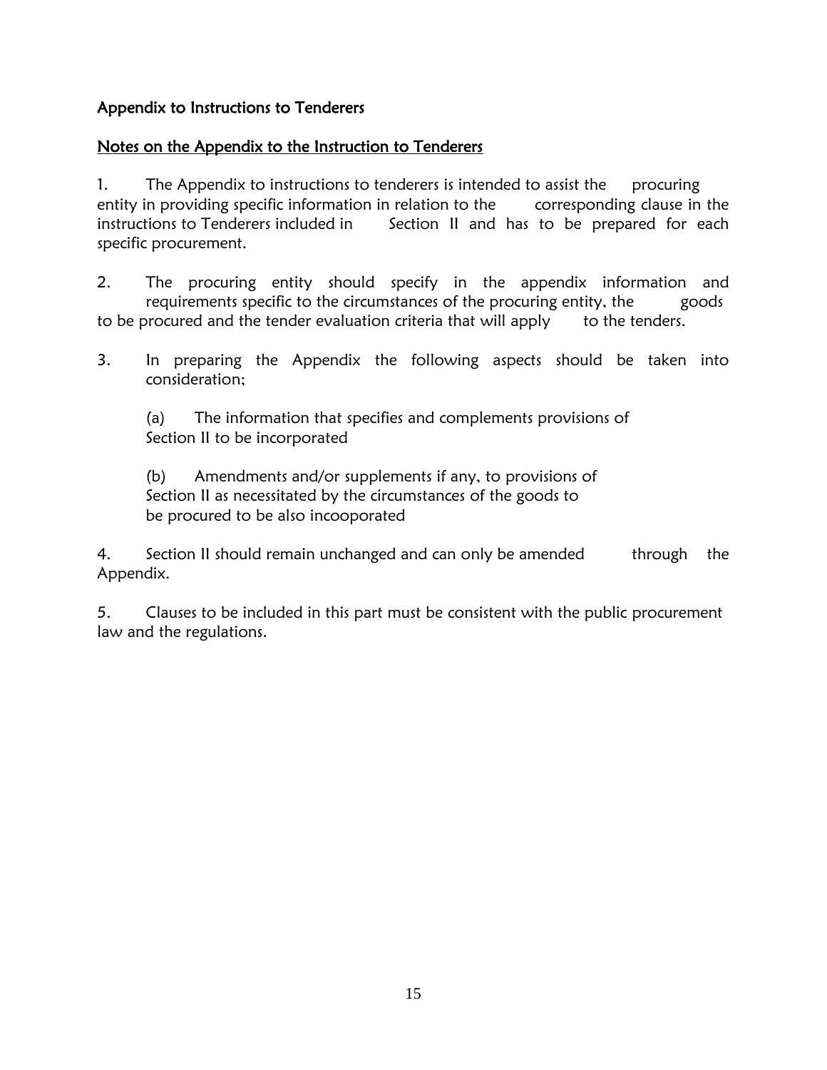## Appendix to Instructions to Tenderers

### Notes on the Appendix to the Instruction to Tenderers

1. The Appendix to instructions to tenderers is intended to assist the procuring entity in providing specific information in relation to the corresponding clause in the instructions to Tenderers included in Section II and has to be prepared for each specific procurement.

2. The procuring entity should specify in the appendix information and requirements specific to the circumstances of the procuring entity, the goods to be procured and the tender evaluation criteria that will apply to the tenders.

3. In preparing the Appendix the following aspects should be taken into consideration;

   (a) The information that specifies and complements provisions of Section II to be incorporated

   (b) Amendments and/or supplements if any, to provisions of Section II as necessitated by the circumstances of the goods to be procured to be also incooporated

4. Section II should remain unchanged and can only be amended through the Appendix.

5. Clauses to be included in this part must be consistent with the public procurement law and the regulations.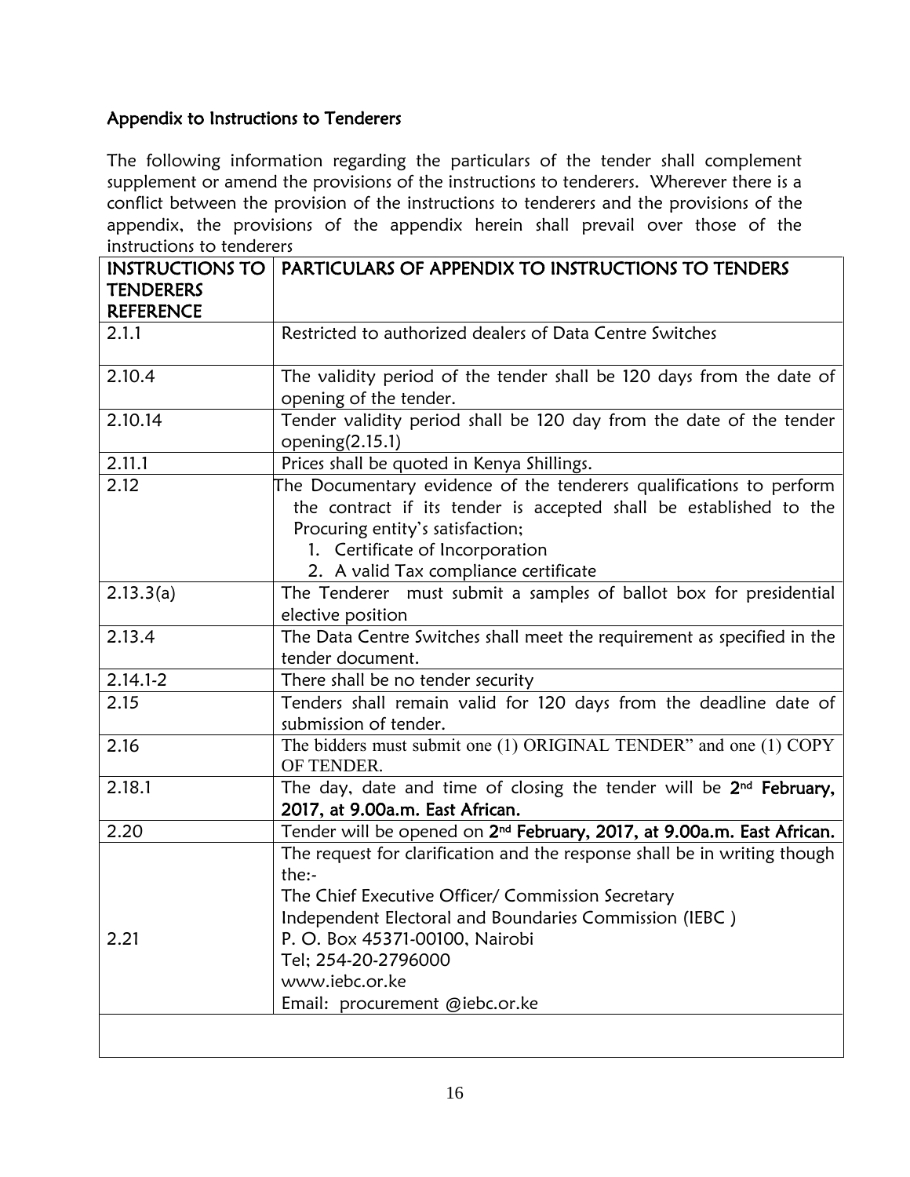## Appendix to Instructions to Tenderers

The following information regarding the particulars of the tender shall complement supplement or amend the provisions of the instructions to tenderers. Wherever there is a conflict between the provision of the instructions to tenderers and the provisions of the appendix, the provisions of the appendix herein shall prevail over those of the instructions to tenderers

| INSTRUCTIONS TO TENDERERS REFERENCE | PARTICULARS OF APPENDIX TO INSTRUCTIONS TO TENDERS |
|---|---|
| 2.1.1 | Restricted to authorized dealers of Data Centre Switches |
| 2.10.4 | The validity period of the tender shall be 120 days from the date of opening of the tender. |
| 2.10.14 | Tender validity period shall be 120 day from the date of the tender opening(2.15.1) |
| 2.11.1 | Prices shall be quoted in Kenya Shillings. |
| 2.12 | The Documentary evidence of the tenderers qualifications to perform the contract if its tender is accepted shall be established to the Procuring entity's satisfaction;<br>1. Certificate of Incorporation<br>2. A valid Tax compliance certificate |
| 2.13.3(a) | The Tenderer must submit a samples of ballot box for presidential elective position |
| 2.13.4 | The Data Centre Switches shall meet the requirement as specified in the tender document. |
| 2.14.1-2 | There shall be no tender security |
| 2.15 | Tenders shall remain valid for 120 days from the deadline date of submission of tender. |
| 2.16 | The bidders must submit one (1) ORIGINAL TENDER" and one (1) COPY OF TENDER. |
| 2.18.1 | The day, date and time of closing the tender will be **2nd February, 2017, at 9.00a.m. East African.** |
| 2.20 | Tender will be opened on **2nd February, 2017, at 9.00a.m. East African.** |
| 2.21 | The request for clarification and the response shall be in writing though the:-<br>The Chief Executive Officer/ Commission Secretary<br>Independent Electoral and Boundaries Commission (IEBC )<br>P. O. Box 45371-00100, Nairobi<br>Tel; 254-20-2796000<br>www.iebc.or.ke<br>Email: procurement @iebc.or.ke |
| | |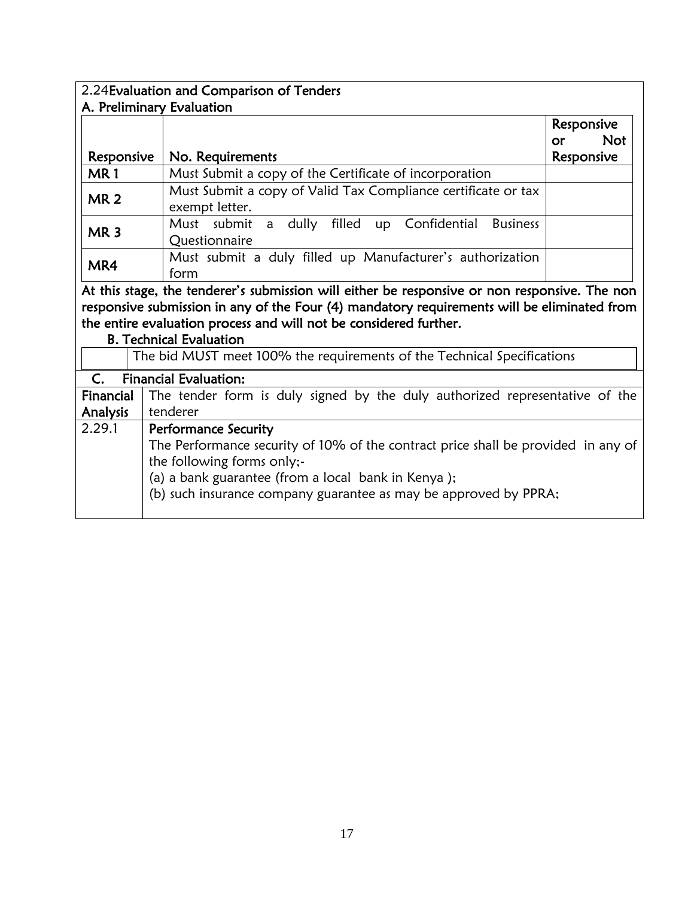## 2.24 Evaluation and Comparison of Tenders

### A. Preliminary Evaluation

| Responsive | No. Requirements | Responsive or Not Responsive |
|---|---|---|
| MR 1 | Must Submit a copy of the Certificate of incorporation | |
| MR 2 | Must Submit a copy of Valid Tax Compliance certificate or tax exempt letter. | |
| MR 3 | Must submit a dully filled up Confidential Business Questionnaire | |
| MR4 | Must submit a duly filled up Manufacturer's authorization form | |

**At this stage, the tenderer's submission will either be responsive or non responsive. The non responsive submission in any of the Four (4) mandatory requirements will be eliminated from the entire evaluation process and will not be considered further.**

### B. Technical Evaluation

| | |
|---|---|
| | The bid MUST meet 100% the requirements of the Technical Specifications |

### C. Financial Evaluation:

| | |
|---|---|
| **Financial Analysis** | The tender form is duly signed by the duly authorized representative of the tenderer |
| 2.29.1 | **Performance Security**<br>The Performance security of 10% of the contract price shall be provided in any of the following forms only;-<br>(a) a bank guarantee (from a local bank in Kenya );<br>(b) such insurance company guarantee as may be approved by PPRA; |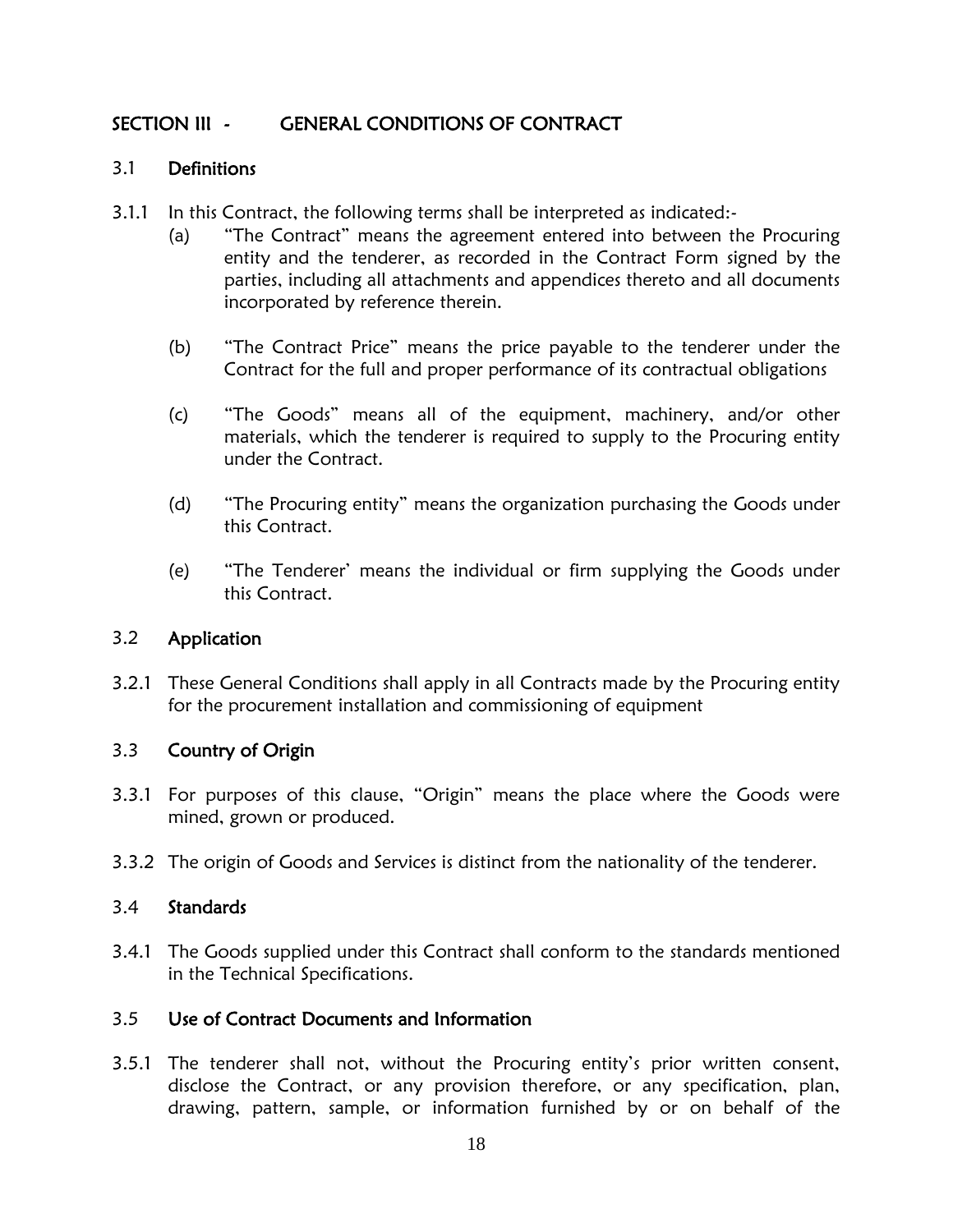## SECTION III - GENERAL CONDITIONS OF CONTRACT

### 3.1 Definitions

3.1.1 In this Contract, the following terms shall be interpreted as indicated:-

(a) "The Contract" means the agreement entered into between the Procuring entity and the tenderer, as recorded in the Contract Form signed by the parties, including all attachments and appendices thereto and all documents incorporated by reference therein.

(b) "The Contract Price" means the price payable to the tenderer under the Contract for the full and proper performance of its contractual obligations

(c) "The Goods" means all of the equipment, machinery, and/or other materials, which the tenderer is required to supply to the Procuring entity under the Contract.

(d) "The Procuring entity" means the organization purchasing the Goods under this Contract.

(e) "The Tenderer' means the individual or firm supplying the Goods under this Contract.

### 3.2 Application

3.2.1 These General Conditions shall apply in all Contracts made by the Procuring entity for the procurement installation and commissioning of equipment

### 3.3 Country of Origin

3.3.1 For purposes of this clause, "Origin" means the place where the Goods were mined, grown or produced.

3.3.2 The origin of Goods and Services is distinct from the nationality of the tenderer.

### 3.4 Standards

3.4.1 The Goods supplied under this Contract shall conform to the standards mentioned in the Technical Specifications.

### 3.5 Use of Contract Documents and Information

3.5.1 The tenderer shall not, without the Procuring entity's prior written consent, disclose the Contract, or any provision therefore, or any specification, plan, drawing, pattern, sample, or information furnished by or on behalf of the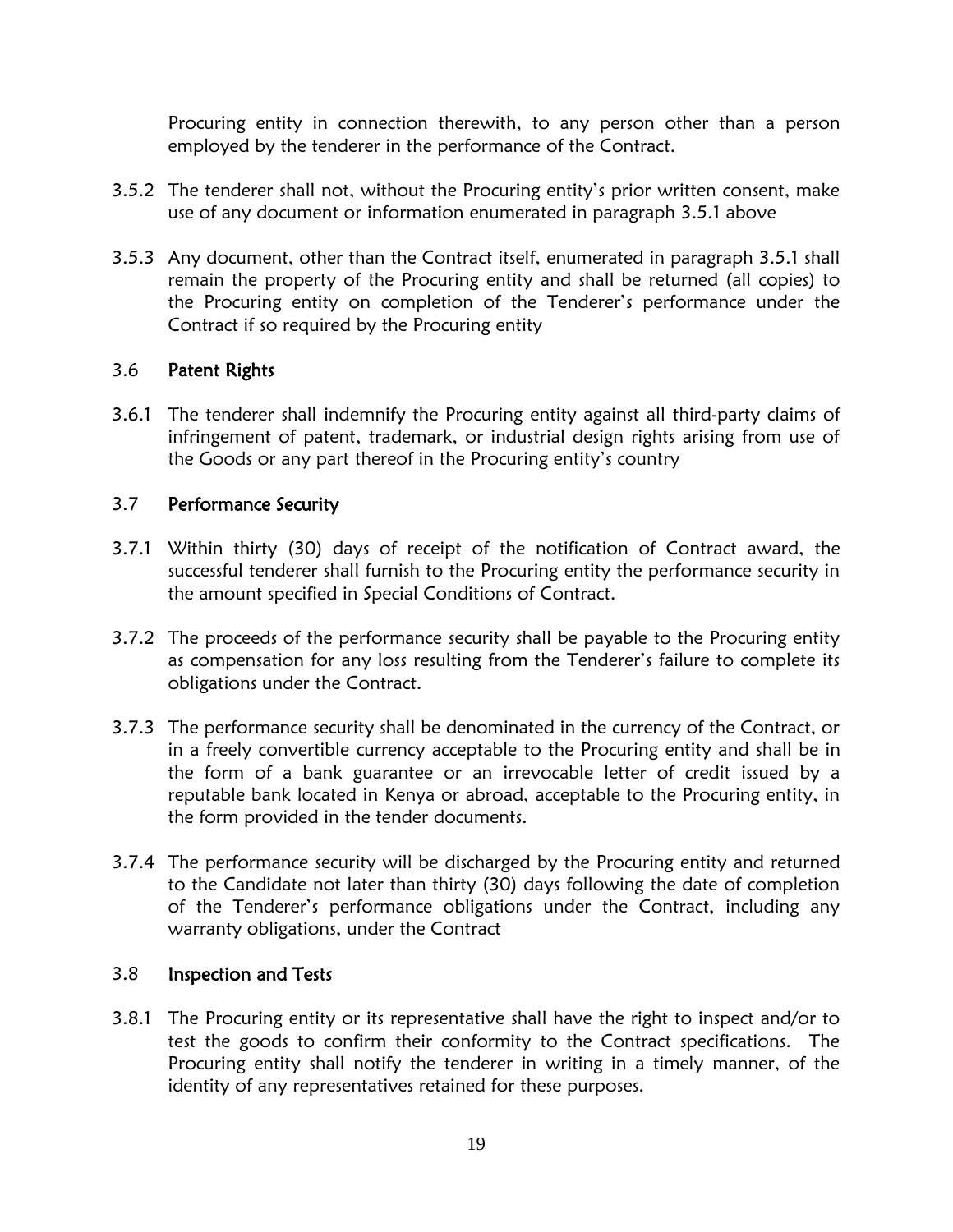Procuring entity in connection therewith, to any person other than a person employed by the tenderer in the performance of the Contract.

3.5.2 The tenderer shall not, without the Procuring entity's prior written consent, make use of any document or information enumerated in paragraph 3.5.1 above

3.5.3 Any document, other than the Contract itself, enumerated in paragraph 3.5.1 shall remain the property of the Procuring entity and shall be returned (all copies) to the Procuring entity on completion of the Tenderer's performance under the Contract if so required by the Procuring entity

### 3.6 Patent Rights

3.6.1 The tenderer shall indemnify the Procuring entity against all third-party claims of infringement of patent, trademark, or industrial design rights arising from use of the Goods or any part thereof in the Procuring entity's country

### 3.7 Performance Security

3.7.1 Within thirty (30) days of receipt of the notification of Contract award, the successful tenderer shall furnish to the Procuring entity the performance security in the amount specified in Special Conditions of Contract.

3.7.2 The proceeds of the performance security shall be payable to the Procuring entity as compensation for any loss resulting from the Tenderer's failure to complete its obligations under the Contract.

3.7.3 The performance security shall be denominated in the currency of the Contract, or in a freely convertible currency acceptable to the Procuring entity and shall be in the form of a bank guarantee or an irrevocable letter of credit issued by a reputable bank located in Kenya or abroad, acceptable to the Procuring entity, in the form provided in the tender documents.

3.7.4 The performance security will be discharged by the Procuring entity and returned to the Candidate not later than thirty (30) days following the date of completion of the Tenderer's performance obligations under the Contract, including any warranty obligations, under the Contract

### 3.8 Inspection and Tests

3.8.1 The Procuring entity or its representative shall have the right to inspect and/or to test the goods to confirm their conformity to the Contract specifications. The Procuring entity shall notify the tenderer in writing in a timely manner, of the identity of any representatives retained for these purposes.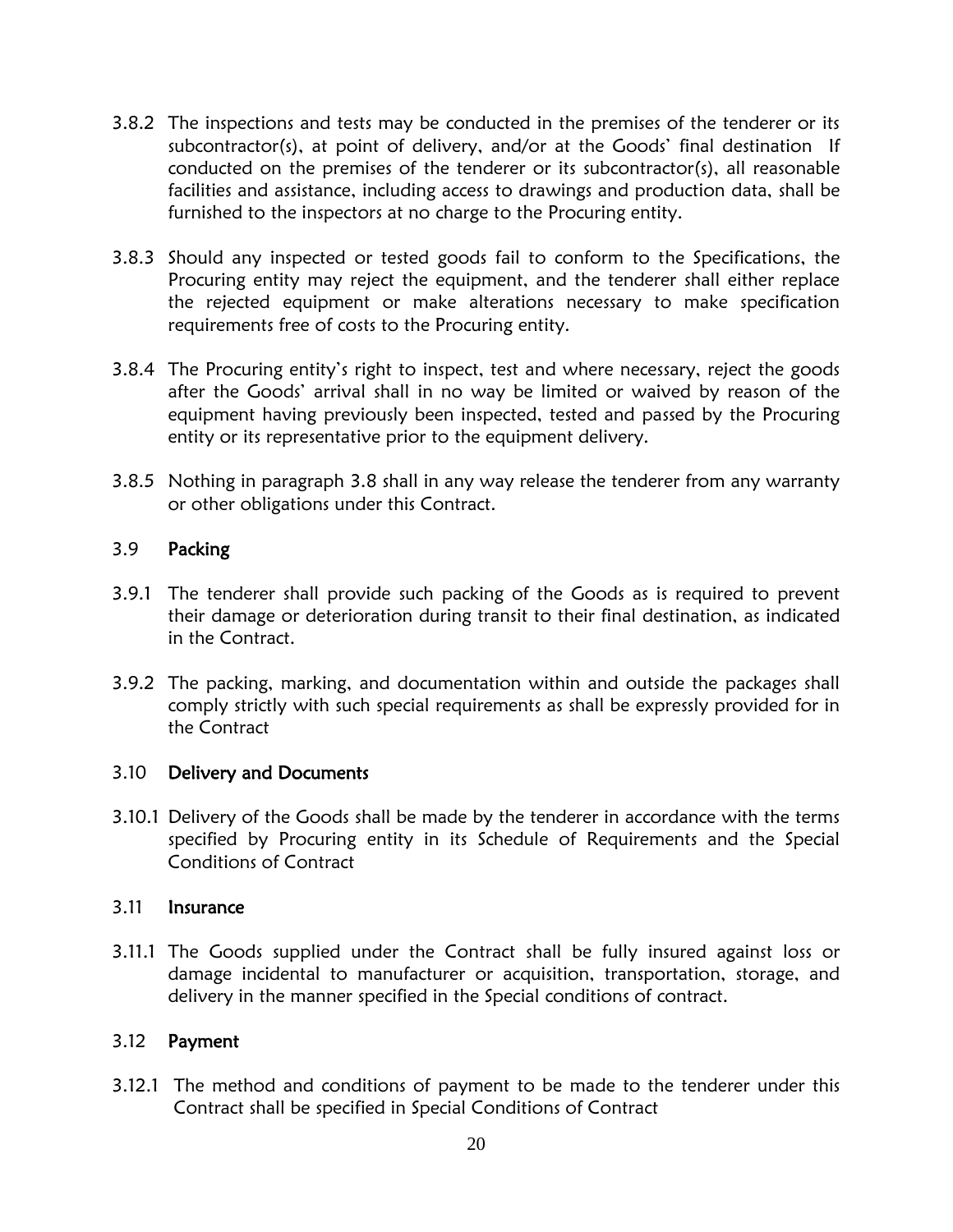3.8.2 The inspections and tests may be conducted in the premises of the tenderer or its subcontractor(s), at point of delivery, and/or at the Goods' final destination If conducted on the premises of the tenderer or its subcontractor(s), all reasonable facilities and assistance, including access to drawings and production data, shall be furnished to the inspectors at no charge to the Procuring entity.

3.8.3 Should any inspected or tested goods fail to conform to the Specifications, the Procuring entity may reject the equipment, and the tenderer shall either replace the rejected equipment or make alterations necessary to make specification requirements free of costs to the Procuring entity.

3.8.4 The Procuring entity's right to inspect, test and where necessary, reject the goods after the Goods' arrival shall in no way be limited or waived by reason of the equipment having previously been inspected, tested and passed by the Procuring entity or its representative prior to the equipment delivery.

3.8.5 Nothing in paragraph 3.8 shall in any way release the tenderer from any warranty or other obligations under this Contract.

### 3.9 Packing

3.9.1 The tenderer shall provide such packing of the Goods as is required to prevent their damage or deterioration during transit to their final destination, as indicated in the Contract.

3.9.2 The packing, marking, and documentation within and outside the packages shall comply strictly with such special requirements as shall be expressly provided for in the Contract

### 3.10 Delivery and Documents

3.10.1 Delivery of the Goods shall be made by the tenderer in accordance with the terms specified by Procuring entity in its Schedule of Requirements and the Special Conditions of Contract

### 3.11 Insurance

3.11.1 The Goods supplied under the Contract shall be fully insured against loss or damage incidental to manufacturer or acquisition, transportation, storage, and delivery in the manner specified in the Special conditions of contract.

### 3.12 Payment

3.12.1 The method and conditions of payment to be made to the tenderer under this Contract shall be specified in Special Conditions of Contract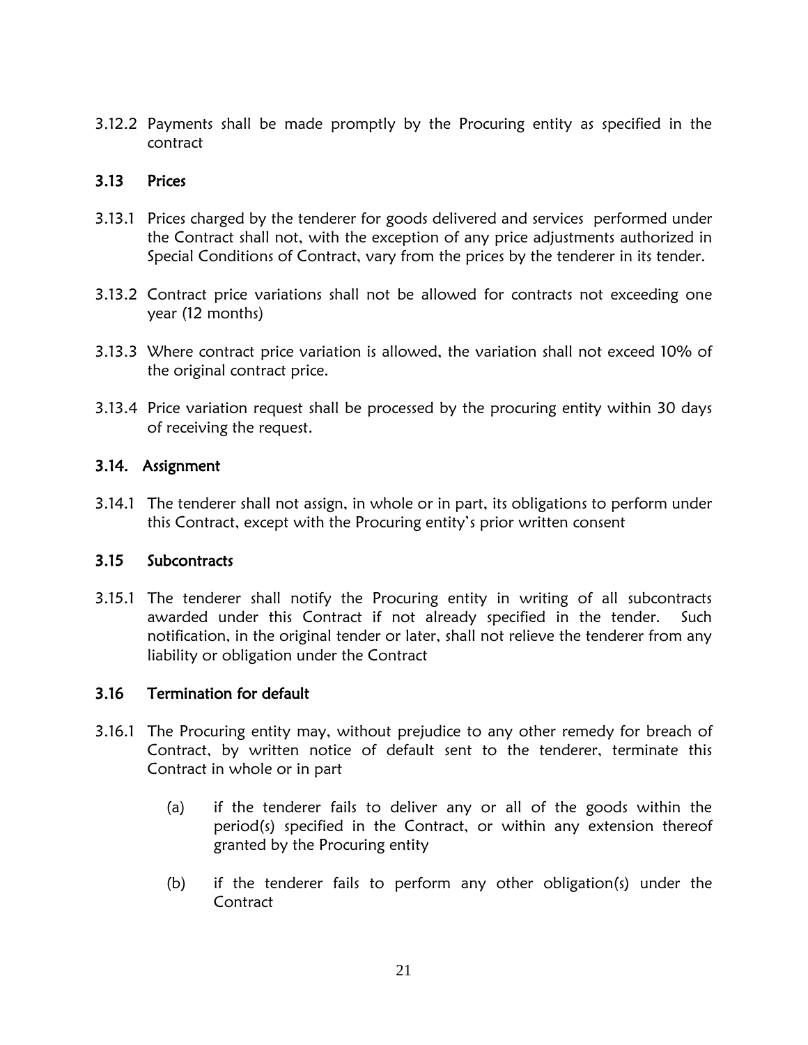3.12.2 Payments shall be made promptly by the Procuring entity as specified in the contract

### 3.13 Prices

3.13.1 Prices charged by the tenderer for goods delivered and services performed under the Contract shall not, with the exception of any price adjustments authorized in Special Conditions of Contract, vary from the prices by the tenderer in its tender.

3.13.2 Contract price variations shall not be allowed for contracts not exceeding one year (12 months)

3.13.3 Where contract price variation is allowed, the variation shall not exceed 10% of the original contract price.

3.13.4 Price variation request shall be processed by the procuring entity within 30 days of receiving the request.

### 3.14. Assignment

3.14.1 The tenderer shall not assign, in whole or in part, its obligations to perform under this Contract, except with the Procuring entity's prior written consent

### 3.15 Subcontracts

3.15.1 The tenderer shall notify the Procuring entity in writing of all subcontracts awarded under this Contract if not already specified in the tender. Such notification, in the original tender or later, shall not relieve the tenderer from any liability or obligation under the Contract

### 3.16 Termination for default

3.16.1 The Procuring entity may, without prejudice to any other remedy for breach of Contract, by written notice of default sent to the tenderer, terminate this Contract in whole or in part

(a) if the tenderer fails to deliver any or all of the goods within the period(s) specified in the Contract, or within any extension thereof granted by the Procuring entity

(b) if the tenderer fails to perform any other obligation(s) under the Contract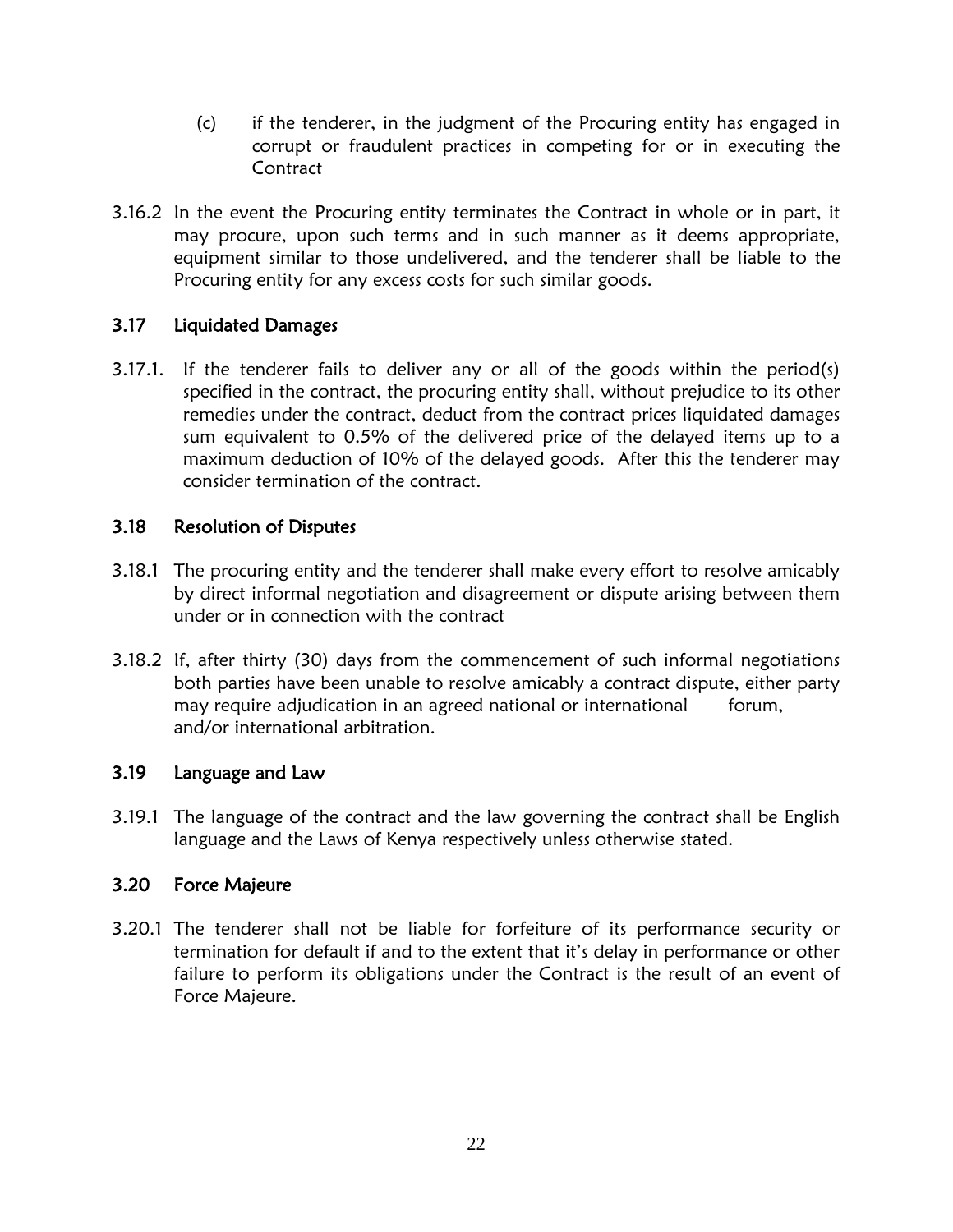(c) if the tenderer, in the judgment of the Procuring entity has engaged in corrupt or fraudulent practices in competing for or in executing the Contract

3.16.2 In the event the Procuring entity terminates the Contract in whole or in part, it may procure, upon such terms and in such manner as it deems appropriate, equipment similar to those undelivered, and the tenderer shall be liable to the Procuring entity for any excess costs for such similar goods.

### 3.17 Liquidated Damages

3.17.1. If the tenderer fails to deliver any or all of the goods within the period(s) specified in the contract, the procuring entity shall, without prejudice to its other remedies under the contract, deduct from the contract prices liquidated damages sum equivalent to 0.5% of the delivered price of the delayed items up to a maximum deduction of 10% of the delayed goods. After this the tenderer may consider termination of the contract.

### 3.18 Resolution of Disputes

3.18.1 The procuring entity and the tenderer shall make every effort to resolve amicably by direct informal negotiation and disagreement or dispute arising between them under or in connection with the contract

3.18.2 If, after thirty (30) days from the commencement of such informal negotiations both parties have been unable to resolve amicably a contract dispute, either party may require adjudication in an agreed national or international forum, and/or international arbitration.

### 3.19 Language and Law

3.19.1 The language of the contract and the law governing the contract shall be English language and the Laws of Kenya respectively unless otherwise stated.

### 3.20 Force Majeure

3.20.1 The tenderer shall not be liable for forfeiture of its performance security or termination for default if and to the extent that it's delay in performance or other failure to perform its obligations under the Contract is the result of an event of Force Majeure.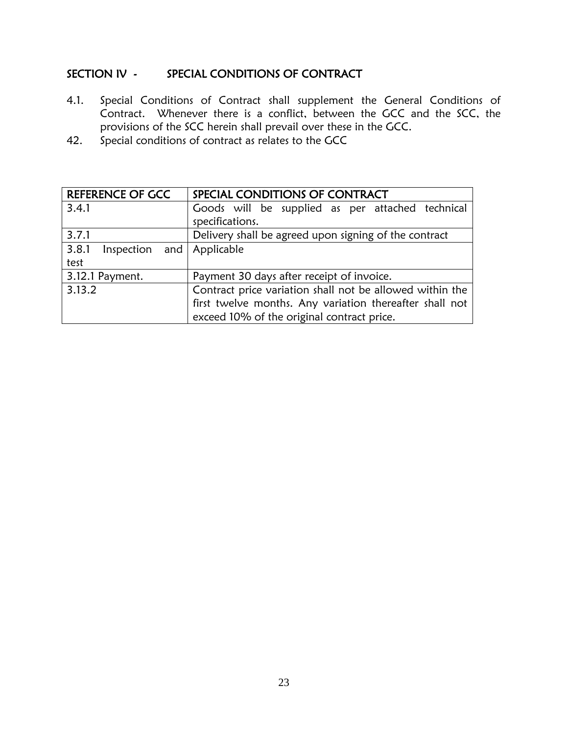## SECTION IV - SPECIAL CONDITIONS OF CONTRACT

4.1. Special Conditions of Contract shall supplement the General Conditions of Contract. Whenever there is a conflict, between the GCC and the SCC, the provisions of the SCC herein shall prevail over these in the GCC.

42. Special conditions of contract as relates to the GCC

| REFERENCE OF GCC | SPECIAL CONDITIONS OF CONTRACT |
|---|---|
| 3.4.1 | Goods will be supplied as per attached technical specifications. |
| 3.7.1 | Delivery shall be agreed upon signing of the contract |
| 3.8.1 Inspection and test | Applicable |
| 3.12.1 Payment. | Payment 30 days after receipt of invoice. |
| 3.13.2 | Contract price variation shall not be allowed within the first twelve months. Any variation thereafter shall not exceed 10% of the original contract price. |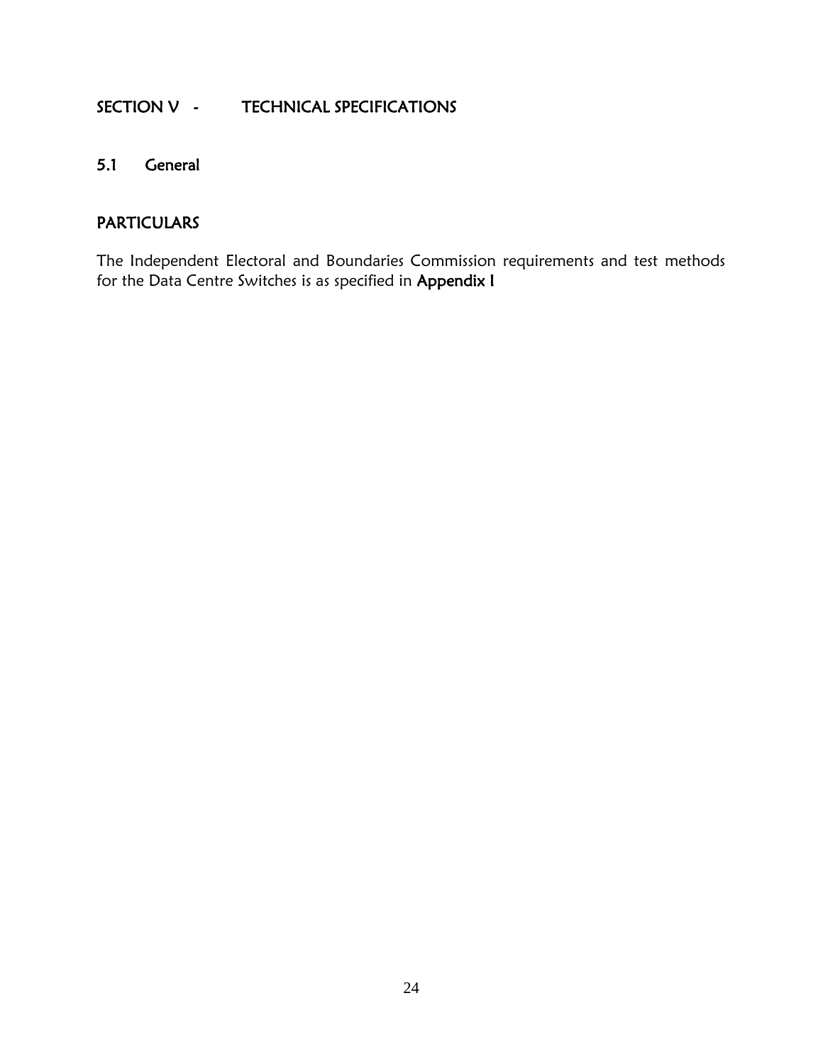# SECTION V - TECHNICAL SPECIFICATIONS

## 5.1 General

### PARTICULARS

The Independent Electoral and Boundaries Commission requirements and test methods for the Data Centre Switches is as specified in **Appendix I**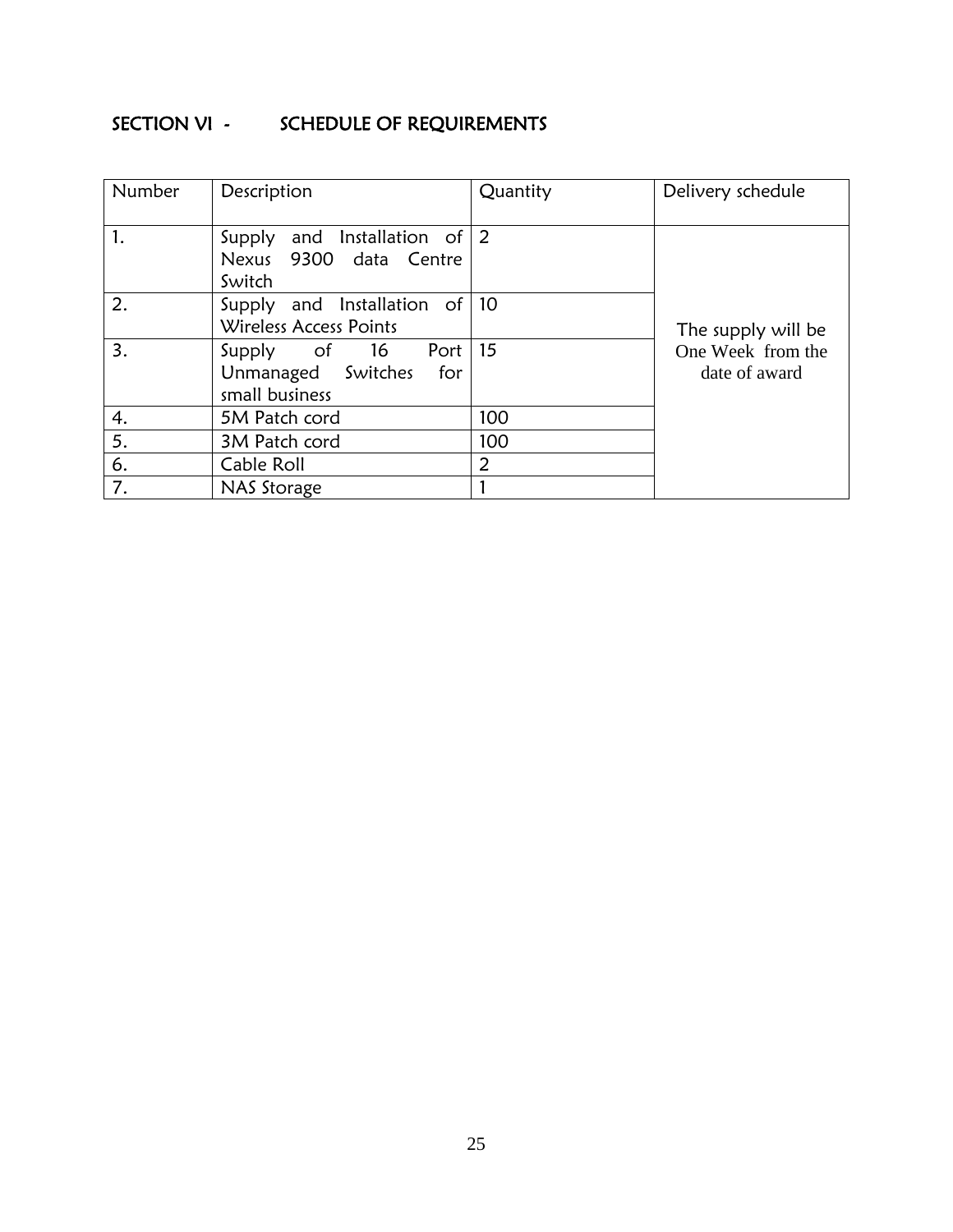## SECTION VI - SCHEDULE OF REQUIREMENTS

| Number | Description | Quantity | Delivery schedule |
|---|---|---|---|
| 1. | Supply and Installation of Nexus 9300 data Centre Switch | 2 | The supply will be One Week from the date of award |
| 2. | Supply and Installation of Wireless Access Points | 10 | |
| 3. | Supply of 16 Port Unmanaged Switches for small business | 15 | |
| 4. | 5M Patch cord | 100 | |
| 5. | 3M Patch cord | 100 | |
| 6. | Cable Roll | 2 | |
| 7. | NAS Storage | 1 | |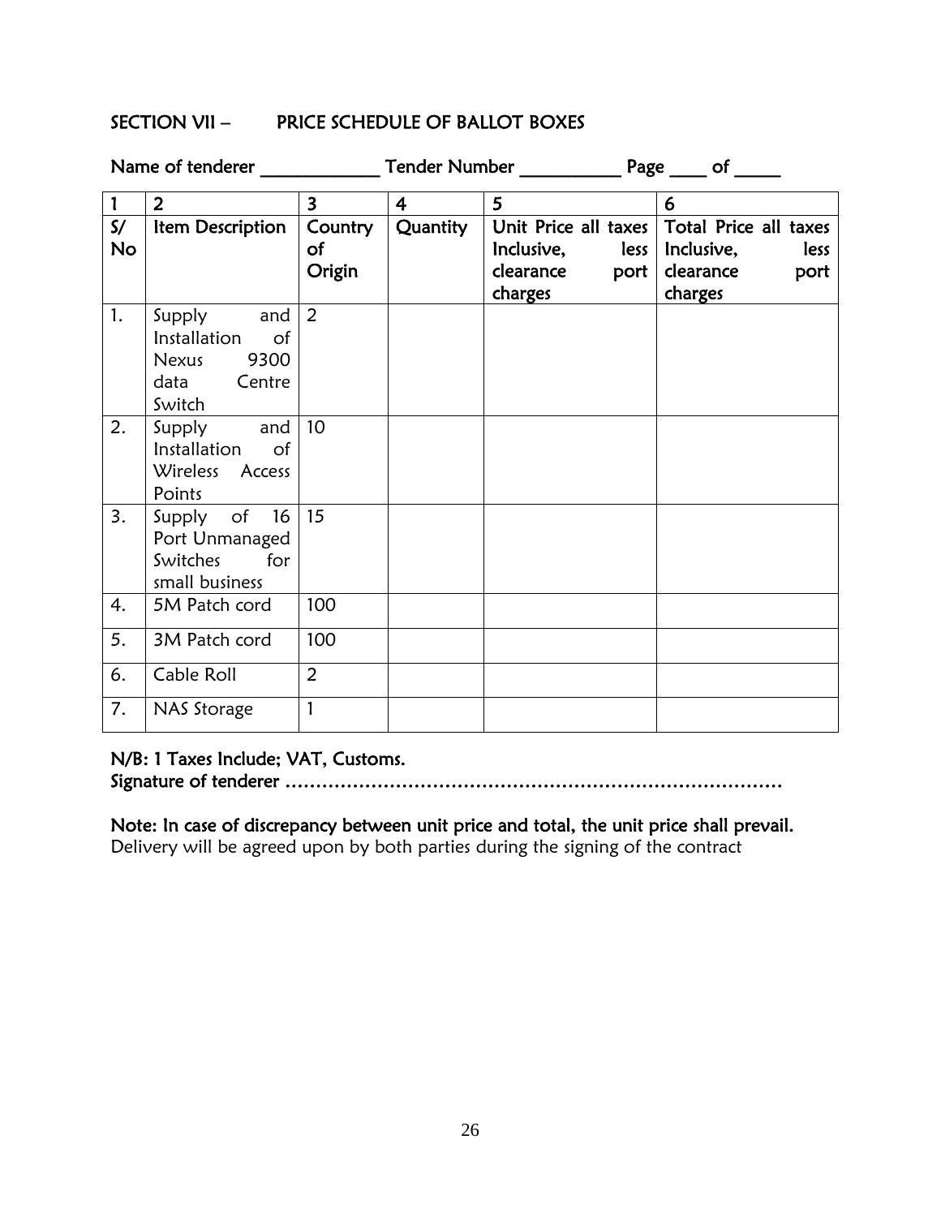## SECTION VII – PRICE SCHEDULE OF BALLOT BOXES

Name of tenderer ____________ Tender Number __________ Page ____ of _____

| 1 | 2 | 3 | 4 | 5 | 6 |
|---|---|---|---|---|---|
| S/ No | Item Description | Country of Origin | Quantity | Unit Price all taxes Inclusive, less clearance port charges | Total Price all taxes Inclusive, less clearance port charges |
| 1. | Supply and Installation of Nexus 9300 data Centre Switch | 2 | | | |
| 2. | Supply and Installation of Wireless Access Points | 10 | | | |
| 3. | Supply of 16 Port Unmanaged Switches for small business | 15 | | | |
| 4. | 5M Patch cord | 100 | | | |
| 5. | 3M Patch cord | 100 | | | |
| 6. | Cable Roll | 2 | | | |
| 7. | NAS Storage | 1 | | | |

**N/B: 1 Taxes Include; VAT, Customs.**
**Signature of tenderer ………………………………………………………………………**

**Note: In case of discrepancy between unit price and total, the unit price shall prevail.**
Delivery will be agreed upon by both parties during the signing of the contract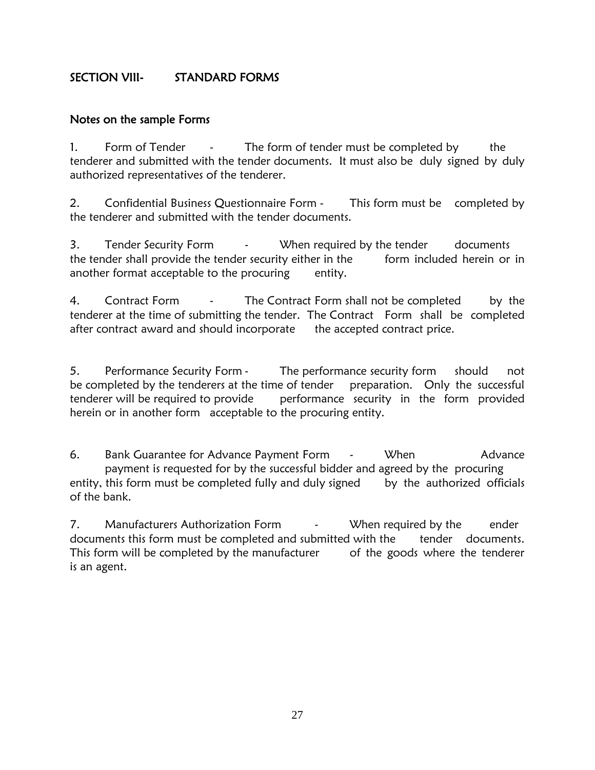## SECTION VIII- STANDARD FORMS

### Notes on the sample Forms

1. Form of Tender - The form of tender must be completed by the tenderer and submitted with the tender documents. It must also be duly signed by duly authorized representatives of the tenderer.

2. Confidential Business Questionnaire Form - This form must be completed by the tenderer and submitted with the tender documents.

3. Tender Security Form - When required by the tender documents the tender shall provide the tender security either in the form included herein or in another format acceptable to the procuring entity.

4. Contract Form - The Contract Form shall not be completed by the tenderer at the time of submitting the tender. The Contract Form shall be completed after contract award and should incorporate the accepted contract price.

5. Performance Security Form - The performance security form should not be completed by the tenderers at the time of tender preparation. Only the successful tenderer will be required to provide performance security in the form provided herein or in another form acceptable to the procuring entity.

6. Bank Guarantee for Advance Payment Form - When Advance payment is requested for by the successful bidder and agreed by the procuring entity, this form must be completed fully and duly signed by the authorized officials of the bank.

7. Manufacturers Authorization Form - When required by the ender documents this form must be completed and submitted with the tender documents. This form will be completed by the manufacturer of the goods where the tenderer is an agent.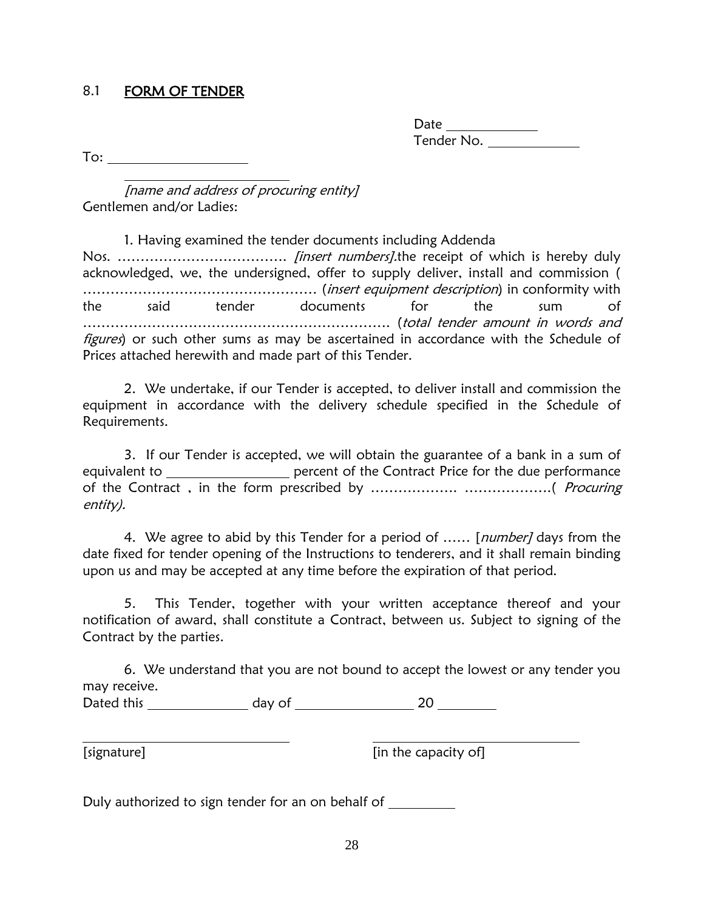## 8.1 FORM OF TENDER

Date ____________
Tender No. ____________

To: ____________________

____________________
*[name and address of procuring entity]*
Gentlemen and/or Ladies:

1. Having examined the tender documents including Addenda Nos. ………………………………. *[insert numbers]*.the receipt of which is hereby duly acknowledged, we, the undersigned, offer to supply deliver, install and commission ( …………………………………………… (*insert equipment description*) in conformity with the said tender documents for the sum of ………………………………………………………. (*total tender amount in words and figures*) or such other sums as may be ascertained in accordance with the Schedule of Prices attached herewith and made part of this Tender.

2. We undertake, if our Tender is accepted, to deliver install and commission the equipment in accordance with the delivery schedule specified in the Schedule of Requirements.

3. If our Tender is accepted, we will obtain the guarantee of a bank in a sum of equivalent to ________________ percent of the Contract Price for the due performance of the Contract , in the form prescribed by ………………. ……………….( *Procuring entity).*

4. We agree to abid by this Tender for a period of …… [*number]* days from the date fixed for tender opening of the Instructions to tenderers, and it shall remain binding upon us and may be accepted at any time before the expiration of that period.

5. This Tender, together with your written acceptance thereof and your notification of award, shall constitute a Contract, between us. Subject to signing of the Contract by the parties.

6. We understand that you are not bound to accept the lowest or any tender you may receive.

Dated this ______________ day of ________________ 20 ________

______________________________ ______________________________
[signature] [in the capacity of]

Duly authorized to sign tender for an on behalf of _________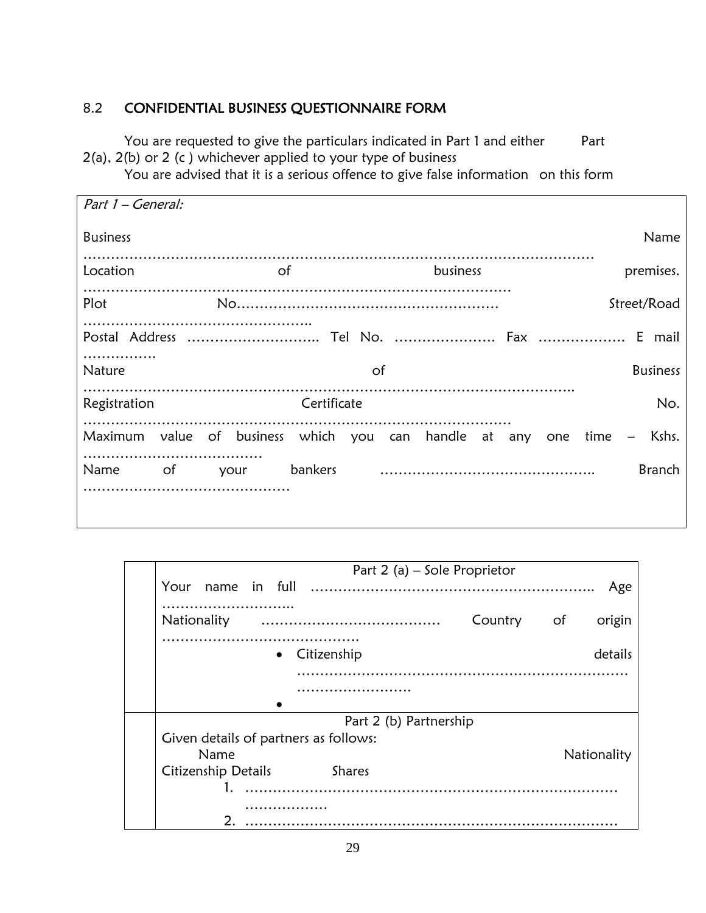## 8.2 CONFIDENTIAL BUSINESS QUESTIONNAIRE FORM

You are requested to give the particulars indicated in Part 1 and either Part 2(a), 2(b) or 2 (c ) whichever applied to your type of business

You are advised that it is a serious offence to give false information on this form

| *Part 1 – General:* |
|---|
| Business Name ………………………………………………………………………………………………… |
| Location of business premises. ……………………………………………………………………………… |
| Plot No………………………………………………… Street/Road ………………………………………….. |
| Postal Address ……………………….. Tel No. …………………. Fax ………………. E mail ……………. |
| Nature of Business ……………………………………………………………………………………….. |
| Registration Certificate No. ……………………………………………………………………………… |
| Maximum value of business which you can handle at any one time – Kshs. ………………………………… |
| Name of your bankers ……………………………………….. Branch ……………………………………… |

| | Part 2 (a) – Sole Proprietor |
|---|---|
| | Your name in full ……………………………………………………. Age ……………………….. |
| | Nationality ………………………………… Country of origin …………………………………….. |
| | • Citizenship details ……………………………………………………………………………… |
| | • |
| | Part 2 (b) Partnership |
| | Given details of partners as follows: |
| | Name Nationality Citizenship Details Shares |
| | 1. ……………………………………………………………………………… |
| | 2. ……………………………………………………………………………… |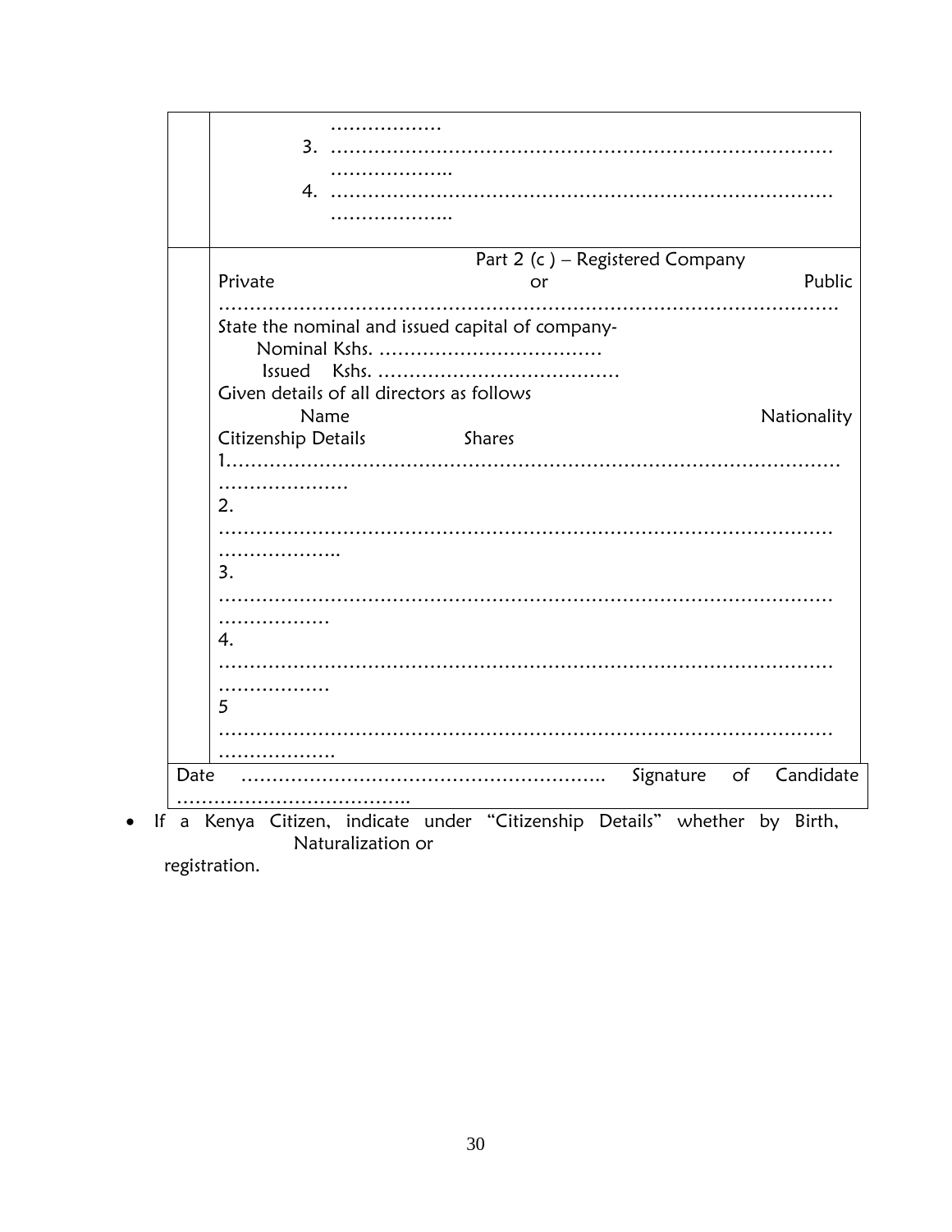| | ………………<br>3. …………………………………………………………………………<br>………………..<br>4. …………………………………………………………………………<br>……………….. |
|---|---|
| | Part 2 (c ) – Registered Company<br>Private or Public<br>……………………………………………………………………………………….<br>State the nominal and issued capital of company-<br>Nominal Kshs. ………………………………<br>Issued Kshs. …………………………………<br>Given details of all directors as follows<br>Name Nationality<br>Citizenship Details Shares<br>1……………………………………………………………………………………<br>…………………<br>2.<br>……………………………………………………………………………………<br>………………..<br>3.<br>……………………………………………………………………………………<br>………………<br>4.<br>……………………………………………………………………………………<br>………………<br>5<br>……………………………………………………………………………………<br>………………. |
| Date ………………………………………………….. Signature of Candidate<br>……………………………….. | |

- If a Kenya Citizen, indicate under "Citizenship Details" whether by Birth, Naturalization or registration.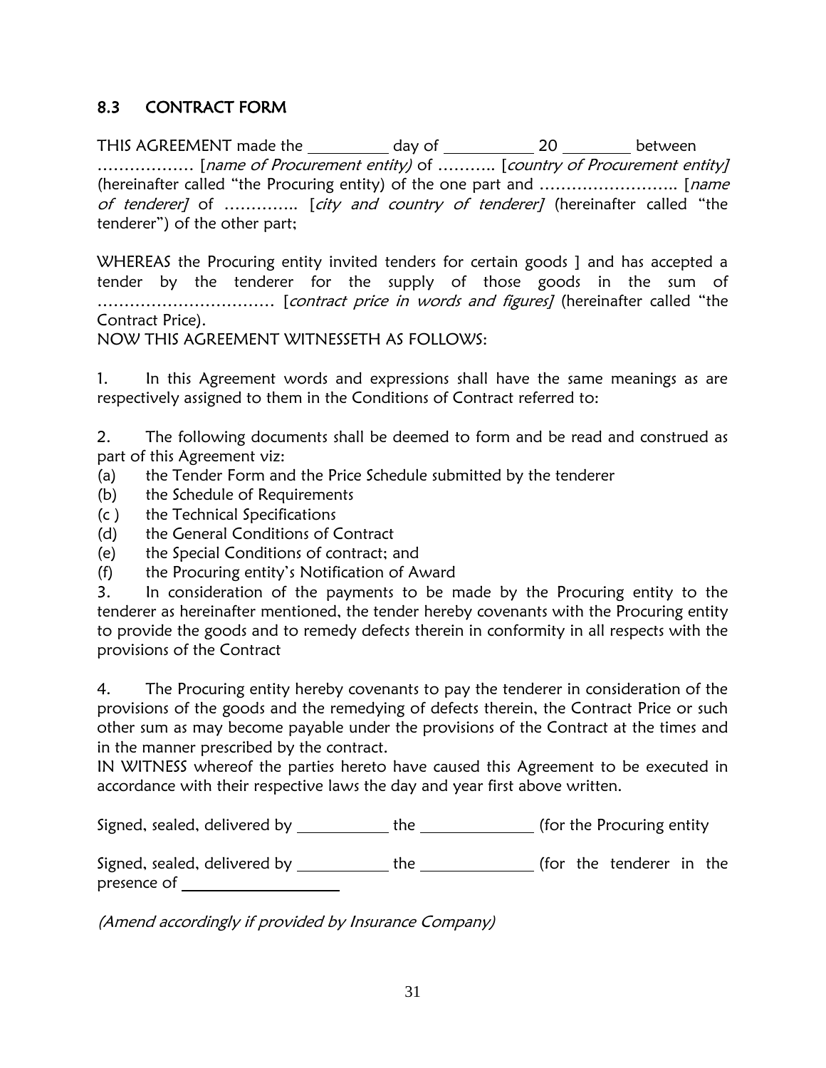## 8.3 CONTRACT FORM

THIS AGREEMENT made the __________ day of ___________ 20 ________ between ……………… [*name of Procurement entity)* of ……….. [*country of Procurement entity]* (hereinafter called "the Procuring entity) of the one part and …………………….. [*name of tenderer]* of ………….. [*city and country of tenderer]* (hereinafter called "the tenderer") of the other part;

WHEREAS the Procuring entity invited tenders for certain goods ] and has accepted a tender by the tenderer for the supply of those goods in the sum of …………………………… [*contract price in words and figures]* (hereinafter called "the Contract Price).

NOW THIS AGREEMENT WITNESSETH AS FOLLOWS:

1. In this Agreement words and expressions shall have the same meanings as are respectively assigned to them in the Conditions of Contract referred to:

2. The following documents shall be deemed to form and be read and construed as part of this Agreement viz:

(a) the Tender Form and the Price Schedule submitted by the tenderer
(b) the Schedule of Requirements
(c ) the Technical Specifications
(d) the General Conditions of Contract
(e) the Special Conditions of contract; and
(f) the Procuring entity's Notification of Award

3. In consideration of the payments to be made by the Procuring entity to the tenderer as hereinafter mentioned, the tender hereby covenants with the Procuring entity to provide the goods and to remedy defects therein in conformity in all respects with the provisions of the Contract

4. The Procuring entity hereby covenants to pay the tenderer in consideration of the provisions of the goods and the remedying of defects therein, the Contract Price or such other sum as may become payable under the provisions of the Contract at the times and in the manner prescribed by the contract.

IN WITNESS whereof the parties hereto have caused this Agreement to be executed in accordance with their respective laws the day and year first above written.

Signed, sealed, delivered by ___________ the _____________ (for the Procuring entity

Signed, sealed, delivered by ___________ the _____________ (for the tenderer in the presence of ___________________

*(Amend accordingly if provided by Insurance Company)*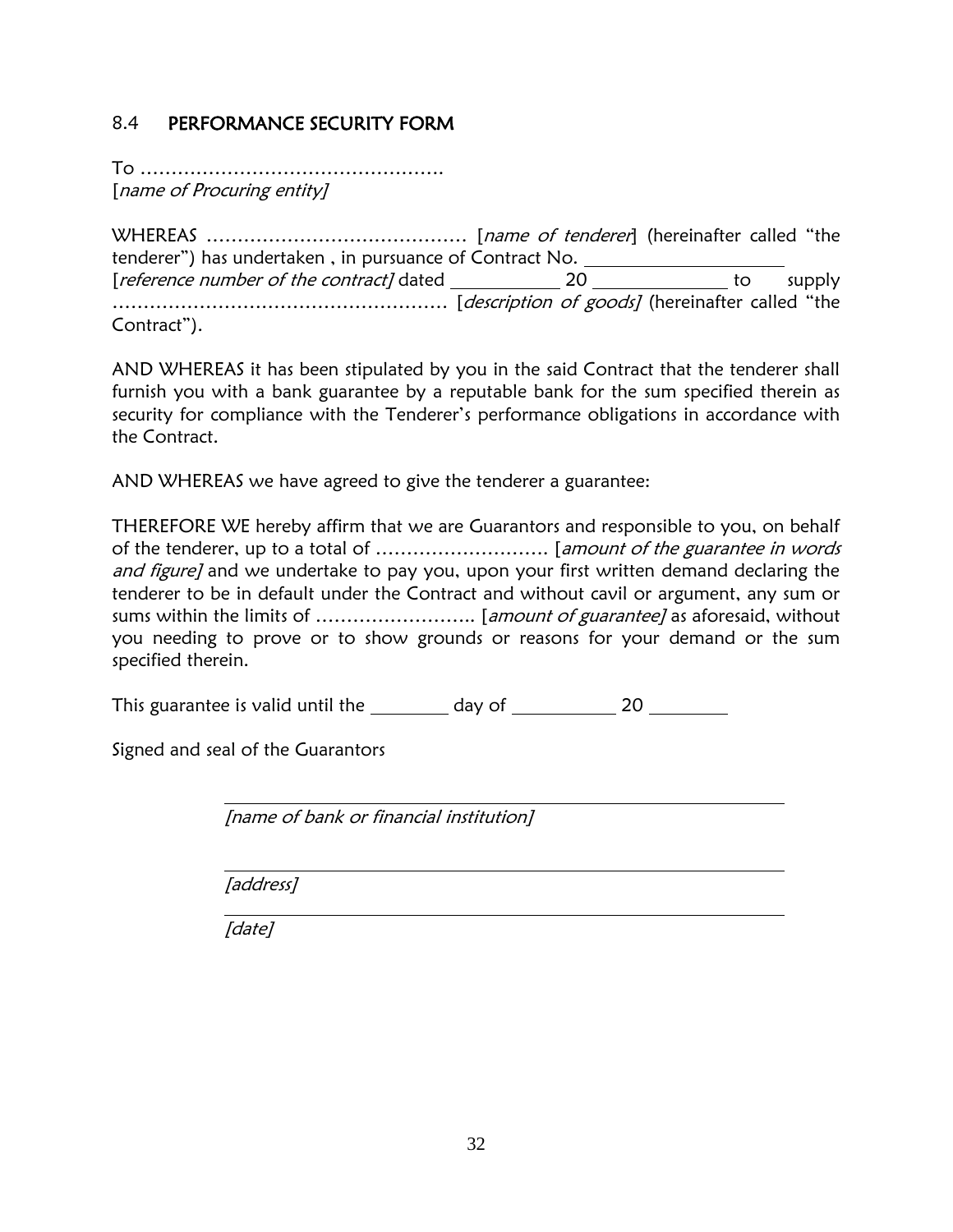## 8.4 PERFORMANCE SECURITY FORM

To ………………………………………….
[*name of Procuring entity]*

WHEREAS …………………………………… [*name of tenderer*] (hereinafter called "the tenderer") has undertaken , in pursuance of Contract No. ____________________
[*reference number of the contract]* dated __________ 20 ____________ to supply ……………………………………………… [*description of goods]* (hereinafter called "the Contract").

AND WHEREAS it has been stipulated by you in the said Contract that the tenderer shall furnish you with a bank guarantee by a reputable bank for the sum specified therein as security for compliance with the Tenderer's performance obligations in accordance with the Contract.

AND WHEREAS we have agreed to give the tenderer a guarantee:

THEREFORE WE hereby affirm that we are Guarantors and responsible to you, on behalf of the tenderer, up to a total of ………………………. [*amount of the guarantee in words and figure]* and we undertake to pay you, upon your first written demand declaring the tenderer to be in default under the Contract and without cavil or argument, any sum or sums within the limits of …………………….. [*amount of guarantee]* as aforesaid, without you needing to prove or to show grounds or reasons for your demand or the sum specified therein.

This guarantee is valid until the ________ day of __________ 20 ________

Signed and seal of the Guarantors

_______________________________________________
*[name of bank or financial institution]*

_______________________________________________
*[address]*

_______________________________________________
*[date]*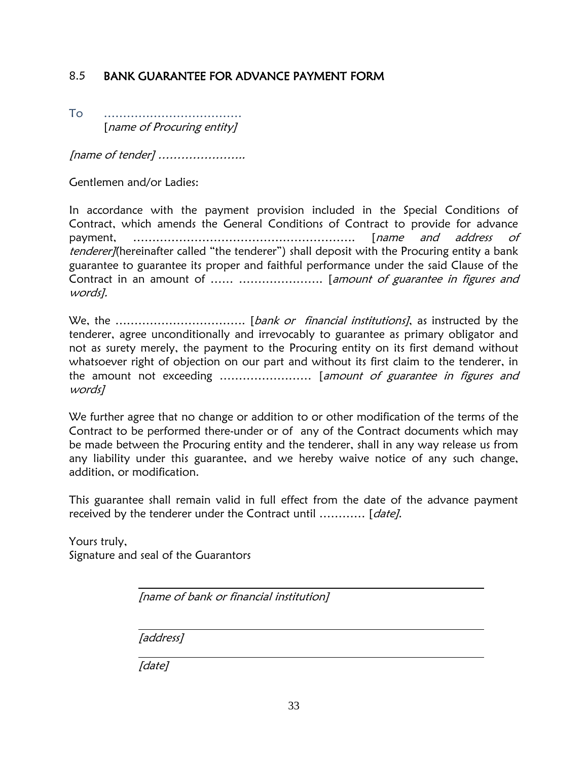## 8.5 BANK GUARANTEE FOR ADVANCE PAYMENT FORM

To ………………………………
[*name of Procuring entity]*

*[name of tender]* …………………..

Gentlemen and/or Ladies:

In accordance with the payment provision included in the Special Conditions of Contract, which amends the General Conditions of Contract to provide for advance payment, …………………………………………………. [*name and address of tenderer]*(hereinafter called "the tenderer") shall deposit with the Procuring entity a bank guarantee to guarantee its proper and faithful performance under the said Clause of the Contract in an amount of …… …………………. [*amount of guarantee in figures and words].*

We, the ……………………………. [*bank or financial institutions]*, as instructed by the tenderer, agree unconditionally and irrevocably to guarantee as primary obligator and not as surety merely, the payment to the Procuring entity on its first demand without whatsoever right of objection on our part and without its first claim to the tenderer, in the amount not exceeding …………………… [*amount of guarantee in figures and words]*

We further agree that no change or addition to or other modification of the terms of the Contract to be performed there-under or of any of the Contract documents which may be made between the Procuring entity and the tenderer, shall in any way release us from any liability under this guarantee, and we hereby waive notice of any such change, addition, or modification.

This guarantee shall remain valid in full effect from the date of the advance payment received by the tenderer under the Contract until ………… [*date]*.

Yours truly,
Signature and seal of the Guarantors

_______________________________________________
*[name of bank or financial institution]*

_______________________________________________
*[address]*

_______________________________________________
*[date]*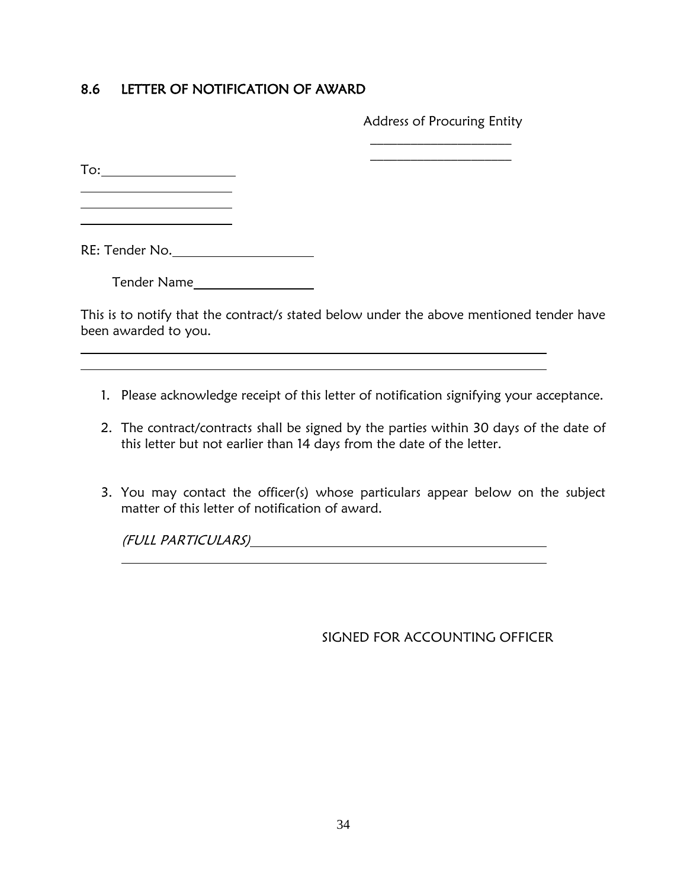## 8.6 LETTER OF NOTIFICATION OF AWARD

Address of Procuring Entity

______________________

______________________

To: ____________________

______________________

______________________

______________________

RE: Tender No. ____________________

Tender Name ____________________

This is to notify that the contract/s stated below under the above mentioned tender have been awarded to you.

______________________________________________________________________

______________________________________________________________________

1. Please acknowledge receipt of this letter of notification signifying your acceptance.
2. The contract/contracts shall be signed by the parties within 30 days of the date of this letter but not earlier than 14 days from the date of the letter.
3. You may contact the officer(s) whose particulars appear below on the subject matter of this letter of notification of award.

   *(FULL PARTICULARS)* ______________________________________________

   ______________________________________________________________

SIGNED FOR ACCOUNTING OFFICER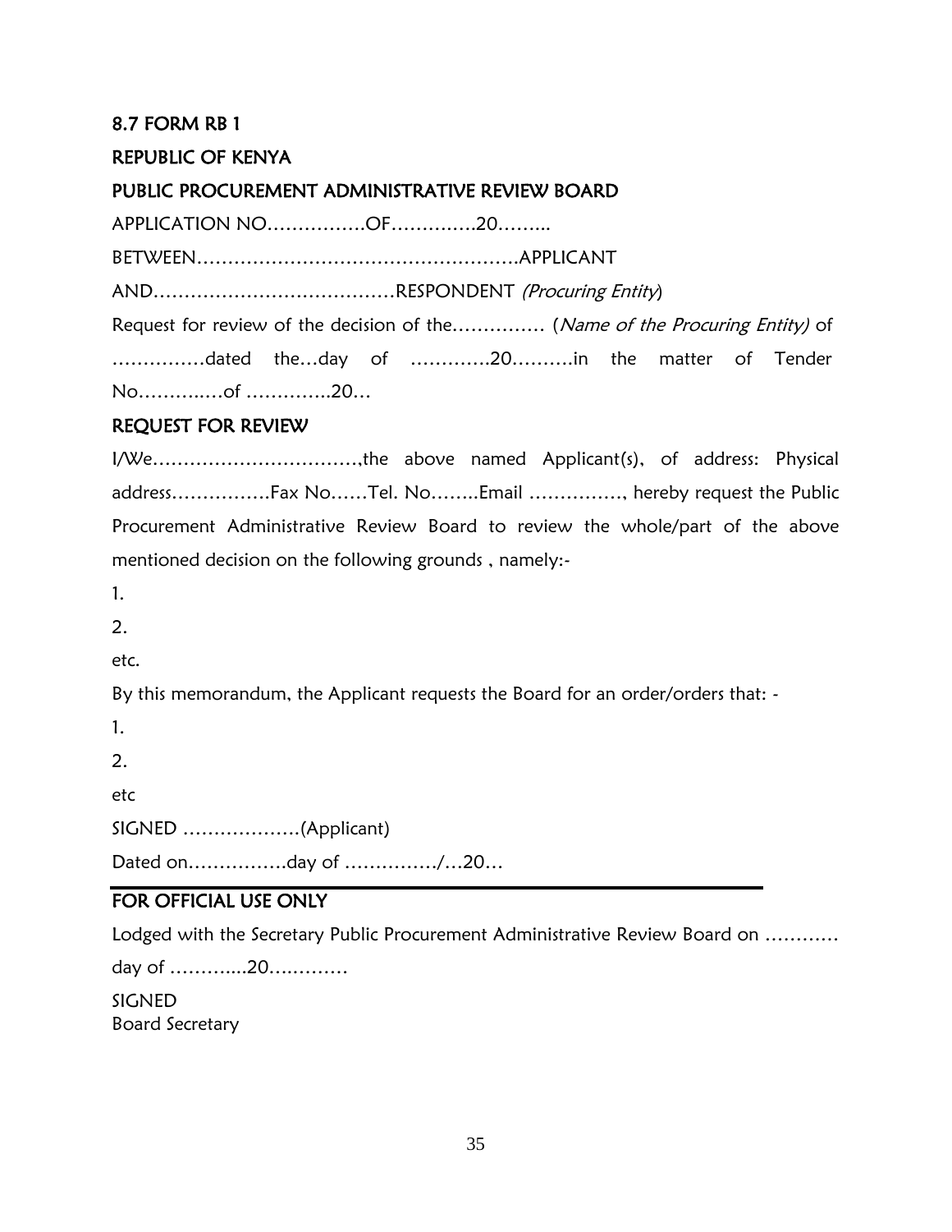## 8.7 FORM RB 1

## REPUBLIC OF KENYA

## PUBLIC PROCUREMENT ADMINISTRATIVE REVIEW BOARD

APPLICATION NO…………….OF……….….20……..

BETWEEN…………………………………………….APPLICANT

AND…………………………………RESPONDENT *(Procuring Entity)*

Request for review of the decision of the…………… (*Name of the Procuring Entity)* of ……………dated the…day of ………….20……….in the matter of Tender No………..…of …………..20…

## REQUEST FOR REVIEW

I/We……………………………,the above named Applicant(s), of address: Physical address…………….Fax No……Tel. No……..Email ……………, hereby request the Public Procurement Administrative Review Board to review the whole/part of the above mentioned decision on the following grounds , namely:-

1.

2.

etc.

By this memorandum, the Applicant requests the Board for an order/orders that: -

1.

2.

etc

SIGNED ……………….(Applicant)

Dated on…………….day of ……………/…20…

---

## FOR OFFICIAL USE ONLY

Lodged with the Secretary Public Procurement Administrative Review Board on ………… day of ………....20….………

SIGNED
Board Secretary